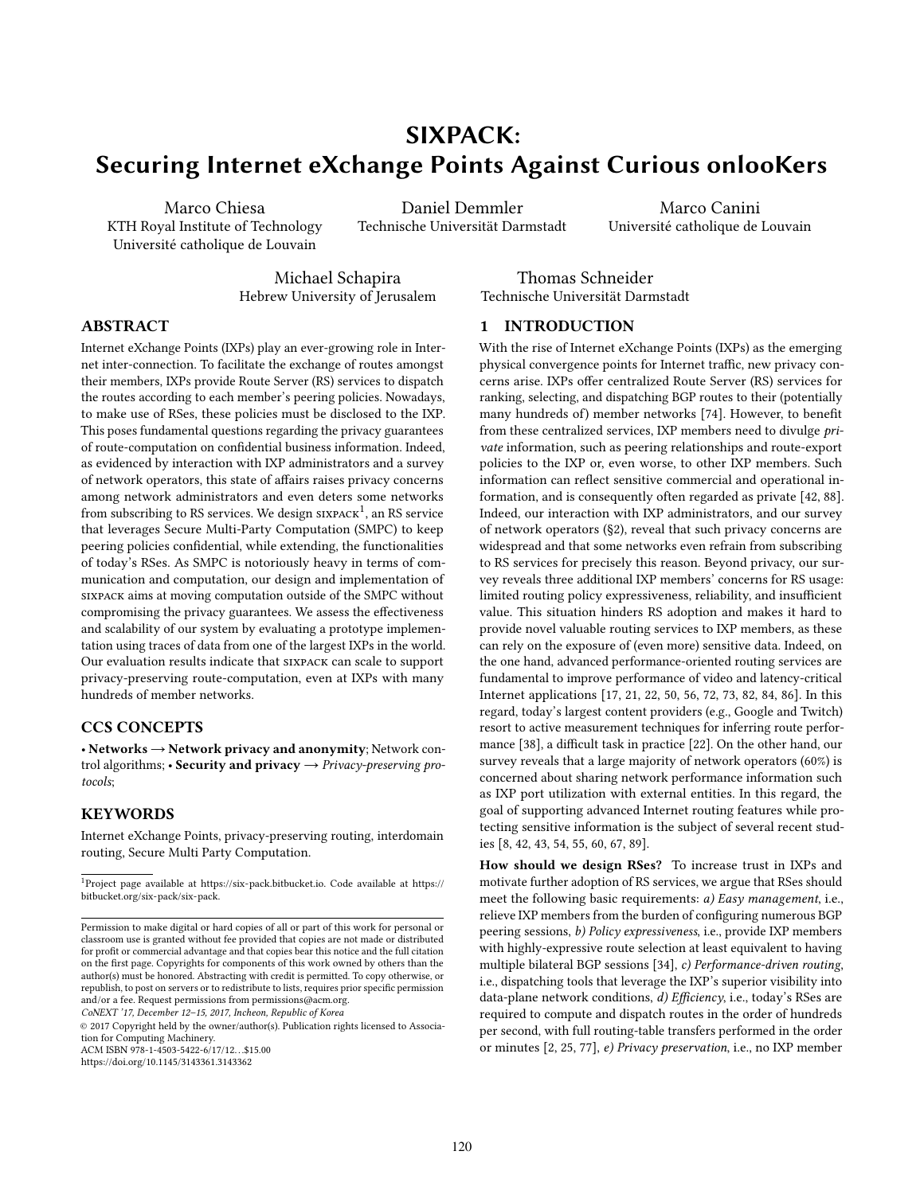# SIXPACK: Securing Internet eXchange Points Against Curious onlooKers

Marco Chiesa
KTH Royal Institute of Technology
Université catholique de Louvain

Daniel Demmler
Technische Universität Darmstadt

Marco Canini
Université catholique de Louvain

Michael Schapira
Hebrew University of Jerusalem

Thomas Schneider
Technische Universität Darmstadt

## ABSTRACT

Internet eXchange Points (IXPs) play an ever-growing role in Internet inter-connection. To facilitate the exchange of routes amongst their members, IXPs provide Route Server (RS) services to dispatch the routes according to each member's peering policies. Nowadays, to make use of RSes, these policies must be disclosed to the IXP. This poses fundamental questions regarding the privacy guarantees of route-computation on confidential business information. Indeed, as evidenced by interaction with IXP administrators and a survey of network operators, this state of affairs raises privacy concerns among network administrators and even deters some networks from subscribing to RS services. We design SIXPACK[1], an RS service that leverages Secure Multi-Party Computation (SMPC) to keep peering policies confidential, while extending, the functionalities of today's RSes. As SMPC is notoriously heavy in terms of communication and computation, our design and implementation of SIXPACK aims at moving computation outside of the SMPC without compromising the privacy guarantees. We assess the effectiveness and scalability of our system by evaluating a prototype implementation using traces of data from one of the largest IXPs in the world. Our evaluation results indicate that SIXPACK can scale to support privacy-preserving route-computation, even at IXPs with many hundreds of member networks.

## CCS CONCEPTS

• **Networks** → **Network privacy and anonymity**; Network control algorithms; • **Security and privacy** → *Privacy-preserving protocols*;

## KEYWORDS

Internet eXchange Points, privacy-preserving routing, interdomain routing, Secure Multi Party Computation.

[1] Project page available at https://six-pack.bitbucket.io. Code available at https://bitbucket.org/six-pack/six-pack.

Permission to make digital or hard copies of all or part of this work for personal or classroom use is granted without fee provided that copies are not made or distributed for profit or commercial advantage and that copies bear this notice and the full citation on the first page. Copyrights for components of this work owned by others than the author(s) must be honored. Abstracting with credit is permitted. To copy otherwise, or republish, to post on servers or to redistribute to lists, requires prior specific permission and/or a fee. Request permissions from permissions@acm.org.
*CoNEXT '17, December 12–15, 2017, Incheon, Republic of Korea*
© 2017 Copyright held by the owner/author(s). Publication rights licensed to Association for Computing Machinery.
ACM ISBN 978-1-4503-5422-6/17/12…$15.00
https://doi.org/10.1145/3143361.3143362

## 1 INTRODUCTION

With the rise of Internet eXchange Points (IXPs) as the emerging physical convergence points for Internet traffic, new privacy concerns arise. IXPs offer centralized Route Server (RS) services for ranking, selecting, and dispatching BGP routes to their (potentially many hundreds of) member networks [74]. However, to benefit from these centralized services, IXP members need to divulge *private* information, such as peering relationships and route-export policies to the IXP or, even worse, to other IXP members. Such information can reflect sensitive commercial and operational information, and is consequently often regarded as private [42, 88]. Indeed, our interaction with IXP administrators, and our survey of network operators (§2), reveal that such privacy concerns are widespread and that some networks even refrain from subscribing to RS services for precisely this reason. Beyond privacy, our survey reveals three additional IXP members' concerns for RS usage: limited routing policy expressiveness, reliability, and insufficient value. This situation hinders RS adoption and makes it hard to provide novel valuable routing services to IXP members, as these can rely on the exposure of (even more) sensitive data. Indeed, on the one hand, advanced performance-oriented routing services are fundamental to improve performance of video and latency-critical Internet applications [17, 21, 22, 50, 56, 72, 73, 82, 84, 86]. In this regard, today's largest content providers (e.g., Google and Twitch) resort to active measurement techniques for inferring route performance [38], a difficult task in practice [22]. On the other hand, our survey reveals that a large majority of network operators (60%) is concerned about sharing network performance information such as IXP port utilization with external entities. In this regard, the goal of supporting advanced Internet routing features while protecting sensitive information is the subject of several recent studies [8, 42, 43, 54, 55, 60, 67, 89].

**How should we design RSes?** To increase trust in IXPs and motivate further adoption of RS services, we argue that RSes should meet the following basic requirements: *a) Easy management*, i.e., relieve IXP members from the burden of configuring numerous BGP peering sessions, *b) Policy expressiveness*, i.e., provide IXP members with highly-expressive route selection at least equivalent to having multiple bilateral BGP sessions [34], *c) Performance-driven routing*, i.e., dispatching tools that leverage the IXP's superior visibility into data-plane network conditions, *d) Efficiency*, i.e., today's RSes are required to compute and dispatch routes in the order of hundreds per second, with full routing-table transfers performed in the order or minutes [2, 25, 77], *e) Privacy preservation*, i.e., no IXP member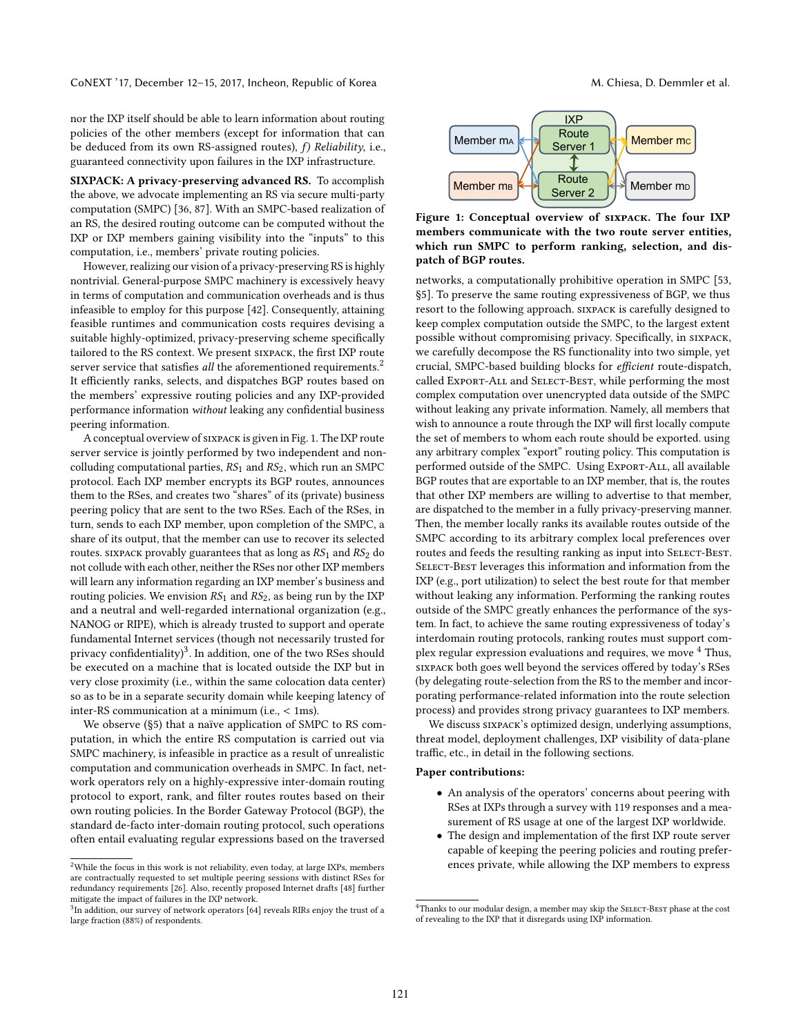nor the IXP itself should be able to learn information about routing policies of the other members (except for information that can be deduced from its own RS-assigned routes), *f) Reliability*, i.e., guaranteed connectivity upon failures in the IXP infrastructure.

**SIXPACK: A privacy-preserving advanced RS.** To accomplish the above, we advocate implementing an RS via secure multi-party computation (SMPC) [36, 87]. With an SMPC-based realization of an RS, the desired routing outcome can be computed without the IXP or IXP members gaining visibility into the "inputs" to this computation, i.e., members' private routing policies.

However, realizing our vision of a privacy-preserving RS is highly nontrivial. General-purpose SMPC machinery is excessively heavy in terms of computation and communication overheads and is thus infeasible to employ for this purpose [42]. Consequently, attaining feasible runtimes and communication costs requires devising a suitable highly-optimized, privacy-preserving scheme specifically tailored to the RS context. We present SIXPACK, the first IXP route server service that satisfies *all* the aforementioned requirements.[2] It efficiently ranks, selects, and dispatches BGP routes based on the members' expressive routing policies and any IXP-provided performance information *without* leaking any confidential business peering information.

A conceptual overview of SIXPACK is given in Fig. 1. The IXP route server service is jointly performed by two independent and non-colluding computational parties, $RS_1$ and $RS_2$, which run an SMPC protocol. Each IXP member encrypts its BGP routes, announces them to the RSes, and creates two "shares" of its (private) business peering policy that are sent to the two RSes. Each of the RSes, in turn, sends to each IXP member, upon completion of the SMPC, a share of its output, that the member can use to recover its selected routes. SIXPACK provably guarantees that as long as $RS_1$ and $RS_2$ do not collude with each other, neither the RSes nor other IXP members will learn any information regarding an IXP member's business and routing policies. We envision $RS_1$ and $RS_2$, as being run by the IXP and a neutral and well-regarded international organization (e.g., NANOG or RIPE), which is already trusted to support and operate fundamental Internet services (though not necessarily trusted for privacy confidentiality)[3]. In addition, one of the two RSes should be executed on a machine that is located outside the IXP but in very close proximity (i.e., within the same colocation data center) so as to be in a separate security domain while keeping latency of inter-RS communication at a minimum (i.e., < 1ms).

We observe (§5) that a naïve application of SMPC to RS computation, in which the entire RS computation is carried out via SMPC machinery, is infeasible in practice as a result of unrealistic computation and communication overheads in SMPC. In fact, network operators rely on a highly-expressive inter-domain routing protocol to export, rank, and filter routes routes based on their own routing policies. In the Border Gateway Protocol (BGP), the standard de-facto inter-domain routing protocol, such operations often entail evaluating regular expressions based on the traversed

**Figure 1: Conceptual overview of SIXPACK. The four IXP members communicate with the two route server entities, which run SMPC to perform ranking, selection, and dispatch of BGP routes.**

networks, a computationally prohibitive operation in SMPC [53, §5]. To preserve the same routing expressiveness of BGP, we thus resort to the following approach. SIXPACK is carefully designed to keep complex computation outside the SMPC, to the largest extent possible without compromising privacy. Specifically, in SIXPACK, we carefully decompose the RS functionality into two simple, yet crucial, SMPC-based building blocks for *efficient* route-dispatch, called EXPORT-ALL and SELECT-BEST, while performing the most complex computation over unencrypted data outside of the SMPC without leaking any private information. Namely, all members that wish to announce a route through the IXP will first locally compute the set of members to whom each route should be exported. using any arbitrary complex "export" routing policy. This computation is performed outside of the SMPC. Using EXPORT-ALL, all available BGP routes that are exportable to an IXP member, that is, the routes that other IXP members are willing to advertise to that member, are dispatched to the member in a fully privacy-preserving manner. Then, the member locally ranks its available routes outside of the SMPC according to its arbitrary complex local preferences over routes and feeds the resulting ranking as input into SELECT-BEST. SELECT-BEST leverages this information and information from the IXP (e.g., port utilization) to select the best route for that member without leaking any information. Performing the ranking routes outside of the SMPC greatly enhances the performance of the system. In fact, to achieve the same routing expressiveness of today's interdomain routing protocols, ranking routes must support complex regular expression evaluations and requires, we move [4] Thus, SIXPACK both goes well beyond the services offered by today's RSes (by delegating route-selection from the RS to the member and incorporating performance-related information into the route selection process) and provides strong privacy guarantees to IXP members.

We discuss SIXPACK's optimized design, underlying assumptions, threat model, deployment challenges, IXP visibility of data-plane traffic, etc., in detail in the following sections.

**Paper contributions:**

- An analysis of the operators' concerns about peering with RSes at IXPs through a survey with 119 responses and a measurement of RS usage at one of the largest IXP worldwide.
- The design and implementation of the first IXP route server capable of keeping the peering policies and routing preferences private, while allowing the IXP members to express

---

[2] While the focus in this work is not reliability, even today, at large IXPs, members are contractually requested to set multiple peering sessions with distinct RSes for redundancy requirements [26]. Also, recently proposed Internet drafts [48] further mitigate the impact of failures in the IXP network.

[3] In addition, our survey of network operators [64] reveals RIRs enjoy the trust of a large fraction (88%) of respondents.

[4] Thanks to our modular design, a member may skip the SELECT-BEST phase at the cost of revealing to the IXP that it disregards using IXP information.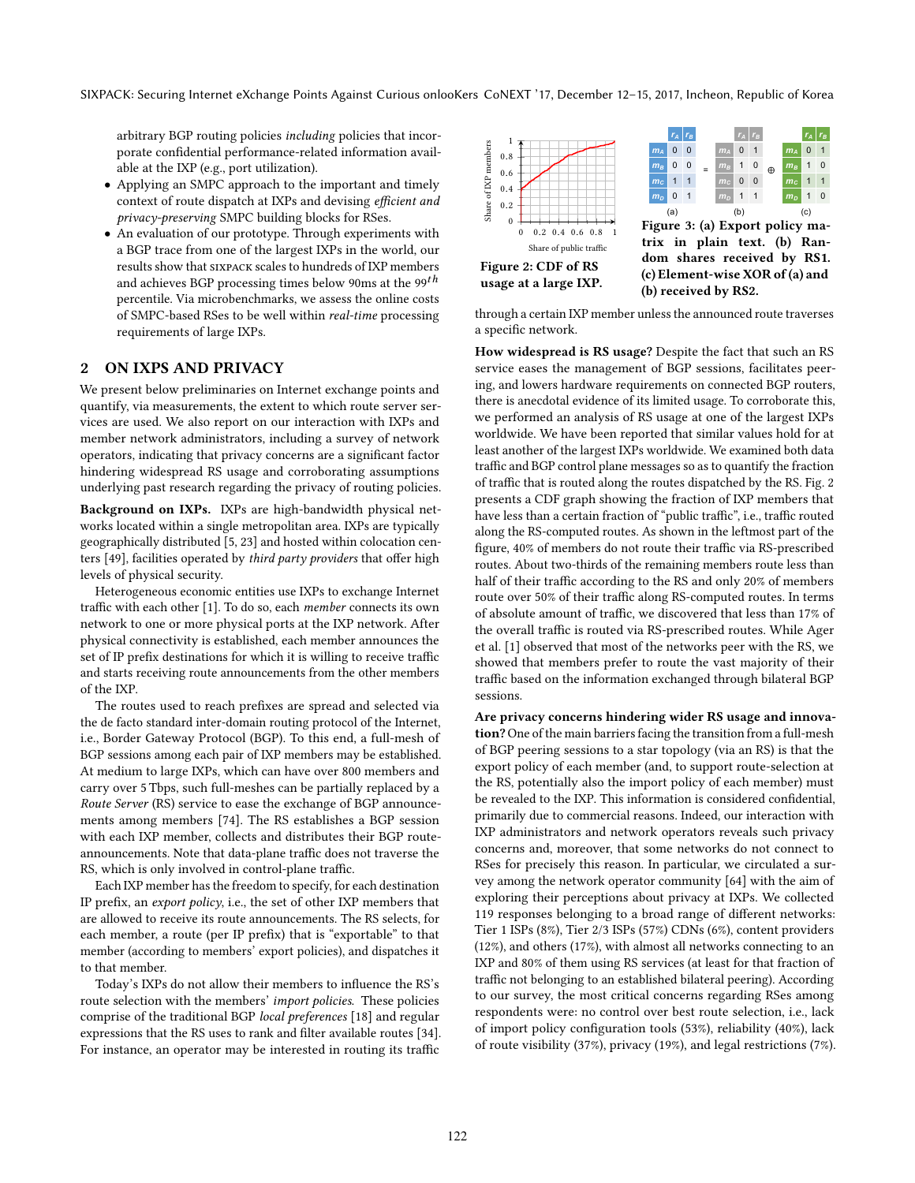arbitrary BGP routing policies *including* policies that incorporate confidential performance-related information available at the IXP (e.g., port utilization).

- Applying an SMPC approach to the important and timely context of route dispatch at IXPs and devising *efficient and privacy-preserving* SMPC building blocks for RSes.
- An evaluation of our prototype. Through experiments with a BGP trace from one of the largest IXPs in the world, our results show that SIXPACK scales to hundreds of IXP members and achieves BGP processing times below 90ms at the 99$^{th}$ percentile. Via microbenchmarks, we assess the online costs of SMPC-based RSes to be well within *real-time* processing requirements of large IXPs.

## 2 ON IXPS AND PRIVACY

We present below preliminaries on Internet exchange points and quantify, via measurements, the extent to which route server services are used. We also report on our interaction with IXPs and member network administrators, including a survey of network operators, indicating that privacy concerns are a significant factor hindering widespread RS usage and corroborating assumptions underlying past research regarding the privacy of routing policies.

**Background on IXPs.** IXPs are high-bandwidth physical networks located within a single metropolitan area. IXPs are typically geographically distributed [5, 23] and hosted within colocation centers [49], facilities operated by *third party providers* that offer high levels of physical security.

Heterogeneous economic entities use IXPs to exchange Internet traffic with each other [1]. To do so, each *member* connects its own network to one or more physical ports at the IXP network. After physical connectivity is established, each member announces the set of IP prefix destinations for which it is willing to receive traffic and starts receiving route announcements from the other members of the IXP.

The routes used to reach prefixes are spread and selected via the de facto standard inter-domain routing protocol of the Internet, i.e., Border Gateway Protocol (BGP). To this end, a full-mesh of BGP sessions among each pair of IXP members may be established. At medium to large IXPs, which can have over 800 members and carry over 5 Tbps, such full-meshes can be partially replaced by a *Route Server* (RS) service to ease the exchange of BGP announcements among members [74]. The RS establishes a BGP session with each IXP member, collects and distributes their BGP route-announcements. Note that data-plane traffic does not traverse the RS, which is only involved in control-plane traffic.

Each IXP member has the freedom to specify, for each destination IP prefix, an *export policy*, i.e., the set of other IXP members that are allowed to receive its route announcements. The RS selects, for each member, a route (per IP prefix) that is "exportable" to that member (according to members' export policies), and dispatches it to that member.

Today's IXPs do not allow their members to influence the RS's route selection with the members' *import policies*. These policies comprise of the traditional BGP *local preferences* [18] and regular expressions that the RS uses to rank and filter available routes [34]. For instance, an operator may be interested in routing its traffic through a certain IXP member unless the announced route traverses a specific network.

Share of IXP members
1
0.8
0.6
0.4
0.2
0
0 0.2 0.4 0.6 0.8 1
Share of public traffic

**Figure 2: CDF of RS usage at a large IXP.**

(a)

| | $r_A$ | $r_B$ |
|---|---|---|
| $m_A$ | 0 | 0 |
| $m_B$ | 0 | 0 |
| $m_C$ | 1 | 1 |
| $m_D$ | 0 | 1 |

=

(b)

| | $r_A$ | $r_B$ |
|---|---|---|
| $m_A$ | 0 | 1 |
| $m_B$ | 1 | 0 |
| $m_C$ | 0 | 0 |
| $m_D$ | 1 | 1 |

⊕

(c)

| | $r_A$ | $r_B$ |
|---|---|---|
| $m_A$ | 0 | 1 |
| $m_B$ | 1 | 0 |
| $m_C$ | 1 | 1 |
| $m_D$ | 1 | 0 |

**Figure 3: (a) Export policy matrix in plain text. (b) Random shares received by RS1. (c) Element-wise XOR of (a) and (b) received by RS2.**

**How widespread is RS usage?** Despite the fact that such an RS service eases the management of BGP sessions, facilitates peering, and lowers hardware requirements on connected BGP routers, there is anecdotal evidence of its limited usage. To corroborate this, we performed an analysis of RS usage at one of the largest IXPs worldwide. We have been reported that similar values hold for at least another of the largest IXPs worldwide. We examined both data traffic and BGP control plane messages so as to quantify the fraction of traffic that is routed along the routes dispatched by the RS. Fig. 2 presents a CDF graph showing the fraction of IXP members that have less than a certain fraction of "public traffic", i.e., traffic routed along the RS-computed routes. As shown in the leftmost part of the figure, 40% of members do not route their traffic via RS-prescribed routes. About two-thirds of the remaining members route less than half of their traffic according to the RS and only 20% of members route over 50% of their traffic along RS-computed routes. In terms of absolute amount of traffic, we discovered that less than 17% of the overall traffic is routed via RS-prescribed routes. While Ager et al. [1] observed that most of the networks peer with the RS, we showed that members prefer to route the vast majority of their traffic based on the information exchanged through bilateral BGP sessions.

**Are privacy concerns hindering wider RS usage and innovation?** One of the main barriers facing the transition from a full-mesh of BGP peering sessions to a star topology (via an RS) is that the export policy of each member (and, to support route-selection at the RS, potentially also the import policy of each member) must be revealed to the IXP. This information is considered confidential, primarily due to commercial reasons. Indeed, our interaction with IXP administrators and network operators reveals such privacy concerns and, moreover, that some networks do not connect to RSes for precisely this reason. In particular, we circulated a survey among the network operator community [64] with the aim of exploring their perceptions about privacy at IXPs. We collected 119 responses belonging to a broad range of different networks: Tier 1 ISPs (8%), Tier 2/3 ISPs (57%) CDNs (6%), content providers (12%), and others (17%), with almost all networks connecting to an IXP and 80% of them using RS services (at least for that fraction of traffic not belonging to an established bilateral peering). According to our survey, the most critical concerns regarding RSes among respondents were: no control over best route selection, i.e., lack of import policy configuration tools (53%), reliability (40%), lack of route visibility (37%), privacy (19%), and legal restrictions (7%).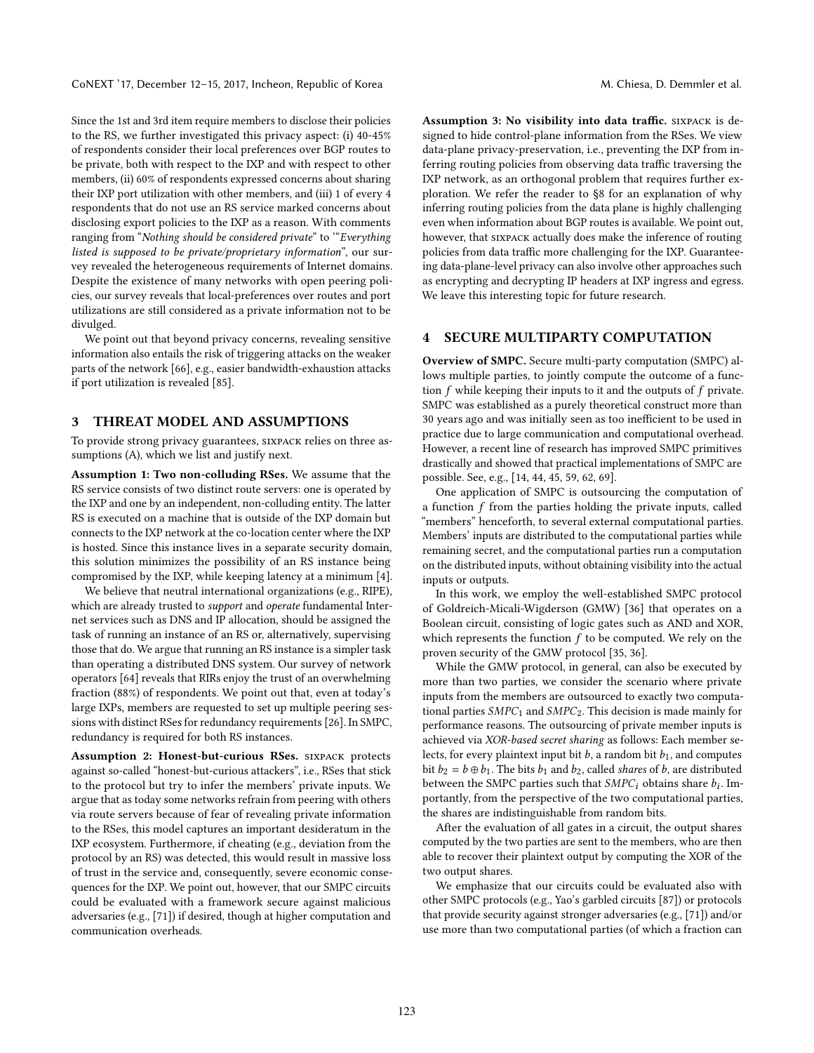Since the 1st and 3rd item require members to disclose their policies to the RS, we further investigated this privacy aspect: (i) 40-45% of respondents consider their local preferences over BGP routes to be private, both with respect to the IXP and with respect to other members, (ii) 60% of respondents expressed concerns about sharing their IXP port utilization with other members, and (iii) 1 of every 4 respondents that do not use an RS service marked concerns about disclosing export policies to the IXP as a reason. With comments ranging from "*Nothing should be considered private*" to '"*Everything listed is supposed to be private/proprietary information*", our survey revealed the heterogeneous requirements of Internet domains. Despite the existence of many networks with open peering policies, our survey reveals that local-preferences over routes and port utilizations are still considered as a private information not to be divulged.

We point out that beyond privacy concerns, revealing sensitive information also entails the risk of triggering attacks on the weaker parts of the network [66], e.g., easier bandwidth-exhaustion attacks if port utilization is revealed [85].

# 3 THREAT MODEL AND ASSUMPTIONS

To provide strong privacy guarantees, SIXPACK relies on three assumptions (A), which we list and justify next.

**Assumption 1: Two non-colluding RSes.** We assume that the RS service consists of two distinct route servers: one is operated by the IXP and one by an independent, non-colluding entity. The latter RS is executed on a machine that is outside of the IXP domain but connects to the IXP network at the co-location center where the IXP is hosted. Since this instance lives in a separate security domain, this solution minimizes the possibility of an RS instance being compromised by the IXP, while keeping latency at a minimum [4].

We believe that neutral international organizations (e.g., RIPE), which are already trusted to *support* and *operate* fundamental Internet services such as DNS and IP allocation, should be assigned the task of running an instance of an RS or, alternatively, supervising those that do. We argue that running an RS instance is a simpler task than operating a distributed DNS system. Our survey of network operators [64] reveals that RIRs enjoy the trust of an overwhelming fraction (88%) of respondents. We point out that, even at today's large IXPs, members are requested to set up multiple peering sessions with distinct RSes for redundancy requirements [26]. In SMPC, redundancy is required for both RS instances.

**Assumption 2: Honest-but-curious RSes.** SIXPACK protects against so-called "honest-but-curious attackers", i.e., RSes that stick to the protocol but try to infer the members' private inputs. We argue that as today some networks refrain from peering with others via route servers because of fear of revealing private information to the RSes, this model captures an important desideratum in the IXP ecosystem. Furthermore, if cheating (e.g., deviation from the protocol by an RS) was detected, this would result in massive loss of trust in the service and, consequently, severe economic consequences for the IXP. We point out, however, that our SMPC circuits could be evaluated with a framework secure against malicious adversaries (e.g., [71]) if desired, though at higher computation and communication overheads.

**Assumption 3: No visibility into data traffic.** SIXPACK is designed to hide control-plane information from the RSes. We view data-plane privacy-preservation, i.e., preventing the IXP from inferring routing policies from observing data traffic traversing the IXP network, as an orthogonal problem that requires further exploration. We refer the reader to §8 for an explanation of why inferring routing policies from the data plane is highly challenging even when information about BGP routes is available. We point out, however, that SIXPACK actually does make the inference of routing policies from data traffic more challenging for the IXP. Guaranteeing data-plane-level privacy can also involve other approaches such as encrypting and decrypting IP headers at IXP ingress and egress. We leave this interesting topic for future research.

# 4 SECURE MULTIPARTY COMPUTATION

**Overview of SMPC.** Secure multi-party computation (SMPC) allows multiple parties, to jointly compute the outcome of a function $f$ while keeping their inputs to it and the outputs of $f$ private. SMPC was established as a purely theoretical construct more than 30 years ago and was initially seen as too inefficient to be used in practice due to large communication and computational overhead. However, a recent line of research has improved SMPC primitives drastically and showed that practical implementations of SMPC are possible. See, e.g., [14, 44, 45, 59, 62, 69].

One application of SMPC is outsourcing the computation of a function $f$ from the parties holding the private inputs, called "members" henceforth, to several external computational parties. Members' inputs are distributed to the computational parties while remaining secret, and the computational parties run a computation on the distributed inputs, without obtaining visibility into the actual inputs or outputs.

In this work, we employ the well-established SMPC protocol of Goldreich-Micali-Wigderson (GMW) [36] that operates on a Boolean circuit, consisting of logic gates such as AND and XOR, which represents the function $f$ to be computed. We rely on the proven security of the GMW protocol [35, 36].

While the GMW protocol, in general, can also be executed by more than two parties, we consider the scenario where private inputs from the members are outsourced to exactly two computational parties $SMPC_1$ and $SMPC_2$. This decision is made mainly for performance reasons. The outsourcing of private member inputs is achieved via *XOR-based secret sharing* as follows: Each member selects, for every plaintext input bit $b$, a random bit $b_1$, and computes bit $b_2 = b \oplus b_1$. The bits $b_1$ and $b_2$, called *shares* of $b$, are distributed between the SMPC parties such that $SMPC_i$ obtains share $b_i$. Importantly, from the perspective of the two computational parties, the shares are indistinguishable from random bits.

After the evaluation of all gates in a circuit, the output shares computed by the two parties are sent to the members, who are then able to recover their plaintext output by computing the XOR of the two output shares.

We emphasize that our circuits could be evaluated also with other SMPC protocols (e.g., Yao's garbled circuits [87]) or protocols that provide security against stronger adversaries (e.g., [71]) and/or use more than two computational parties (of which a fraction can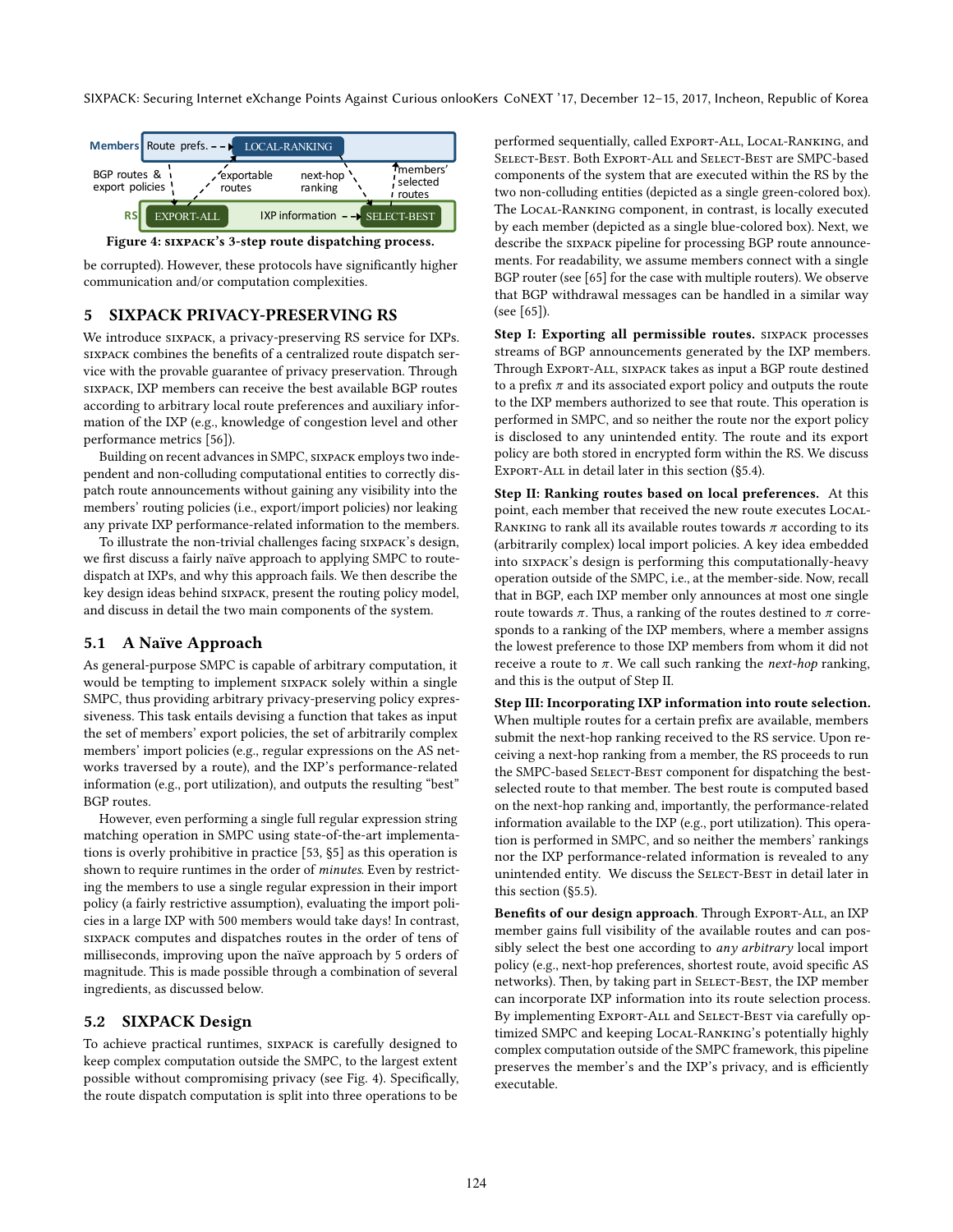Figure 4: SIXPACK's 3-step route dispatching process.

be corrupted). However, these protocols have significantly higher communication and/or computation complexities.

## 5 SIXPACK PRIVACY-PRESERVING RS

We introduce SIXPACK, a privacy-preserving RS service for IXPs. SIXPACK combines the benefits of a centralized route dispatch service with the provable guarantee of privacy preservation. Through SIXPACK, IXP members can receive the best available BGP routes according to arbitrary local route preferences and auxiliary information of the IXP (e.g., knowledge of congestion level and other performance metrics [56]).

Building on recent advances in SMPC, SIXPACK employs two independent and non-colluding computational entities to correctly dispatch route announcements without gaining any visibility into the members' routing policies (i.e., export/import policies) nor leaking any private IXP performance-related information to the members.

To illustrate the non-trivial challenges facing SIXPACK's design, we first discuss a fairly naïve approach to applying SMPC to route-dispatch at IXPs, and why this approach fails. We then describe the key design ideas behind SIXPACK, present the routing policy model, and discuss in detail the two main components of the system.

### 5.1 A Naïve Approach

As general-purpose SMPC is capable of arbitrary computation, it would be tempting to implement SIXPACK solely within a single SMPC, thus providing arbitrary privacy-preserving policy expressiveness. This task entails devising a function that takes as input the set of members' export policies, the set of arbitrarily complex members' import policies (e.g., regular expressions on the AS networks traversed by a route), and the IXP's performance-related information (e.g., port utilization), and outputs the resulting "best" BGP routes.

However, even performing a single full regular expression string matching operation in SMPC using state-of-the-art implementations is overly prohibitive in practice [53, §5] as this operation is shown to require runtimes in the order of *minutes*. Even by restricting the members to use a single regular expression in their import policy (a fairly restrictive assumption), evaluating the import policies in a large IXP with 500 members would take days! In contrast, SIXPACK computes and dispatches routes in the order of tens of milliseconds, improving upon the naïve approach by 5 orders of magnitude. This is made possible through a combination of several ingredients, as discussed below.

### 5.2 SIXPACK Design

To achieve practical runtimes, SIXPACK is carefully designed to keep complex computation outside the SMPC, to the largest extent possible without compromising privacy (see Fig. 4). Specifically, the route dispatch computation is split into three operations to be performed sequentially, called EXPORT-ALL, LOCAL-RANKING, and SELECT-BEST. Both EXPORT-ALL and SELECT-BEST are SMPC-based components of the system that are executed within the RS by the two non-colluding entities (depicted as a single green-colored box). The LOCAL-RANKING component, in contrast, is locally executed by each member (depicted as a single blue-colored box). Next, we describe the SIXPACK pipeline for processing BGP route announcements. For readability, we assume members connect with a single BGP router (see [65] for the case with multiple routers). We observe that BGP withdrawal messages can be handled in a similar way (see [65]).

**Step I: Exporting all permissible routes.** SIXPACK processes streams of BGP announcements generated by the IXP members. Through EXPORT-ALL, SIXPACK takes as input a BGP route destined to a prefix $\pi$ and its associated export policy and outputs the route to the IXP members authorized to see that route. This operation is performed in SMPC, and so neither the route nor the export policy is disclosed to any unintended entity. The route and its export policy are both stored in encrypted form within the RS. We discuss EXPORT-ALL in detail later in this section (§5.4).

**Step II: Ranking routes based on local preferences.** At this point, each member that received the new route executes LOCAL-RANKING to rank all its available routes towards $\pi$ according to its (arbitrarily complex) local import policies. A key idea embedded into SIXPACK's design is performing this computationally-heavy operation outside of the SMPC, i.e., at the member-side. Now, recall that in BGP, each IXP member only announces at most one single route towards $\pi$. Thus, a ranking of the routes destined to $\pi$ corresponds to a ranking of the IXP members, where a member assigns the lowest preference to those IXP members from whom it did not receive a route to $\pi$. We call such ranking the *next-hop* ranking, and this is the output of Step II.

**Step III: Incorporating IXP information into route selection.** When multiple routes for a certain prefix are available, members submit the next-hop ranking received to the RS service. Upon receiving a next-hop ranking from a member, the RS proceeds to run the SMPC-based SELECT-BEST component for dispatching the best-selected route to that member. The best route is computed based on the next-hop ranking and, importantly, the performance-related information available to the IXP (e.g., port utilization). This operation is performed in SMPC, and so neither the members' rankings nor the IXP performance-related information is revealed to any unintended entity. We discuss the SELECT-BEST in detail later in this section (§5.5).

**Benefits of our design approach**. Through EXPORT-ALL, an IXP member gains full visibility of the available routes and can possibly select the best one according to *any arbitrary* local import policy (e.g., next-hop preferences, shortest route, avoid specific AS networks). Then, by taking part in SELECT-BEST, the IXP member can incorporate IXP information into its route selection process. By implementing EXPORT-ALL and SELECT-BEST via carefully optimized SMPC and keeping LOCAL-RANKING's potentially highly complex computation outside of the SMPC framework, this pipeline preserves the member's and the IXP's privacy, and is efficiently executable.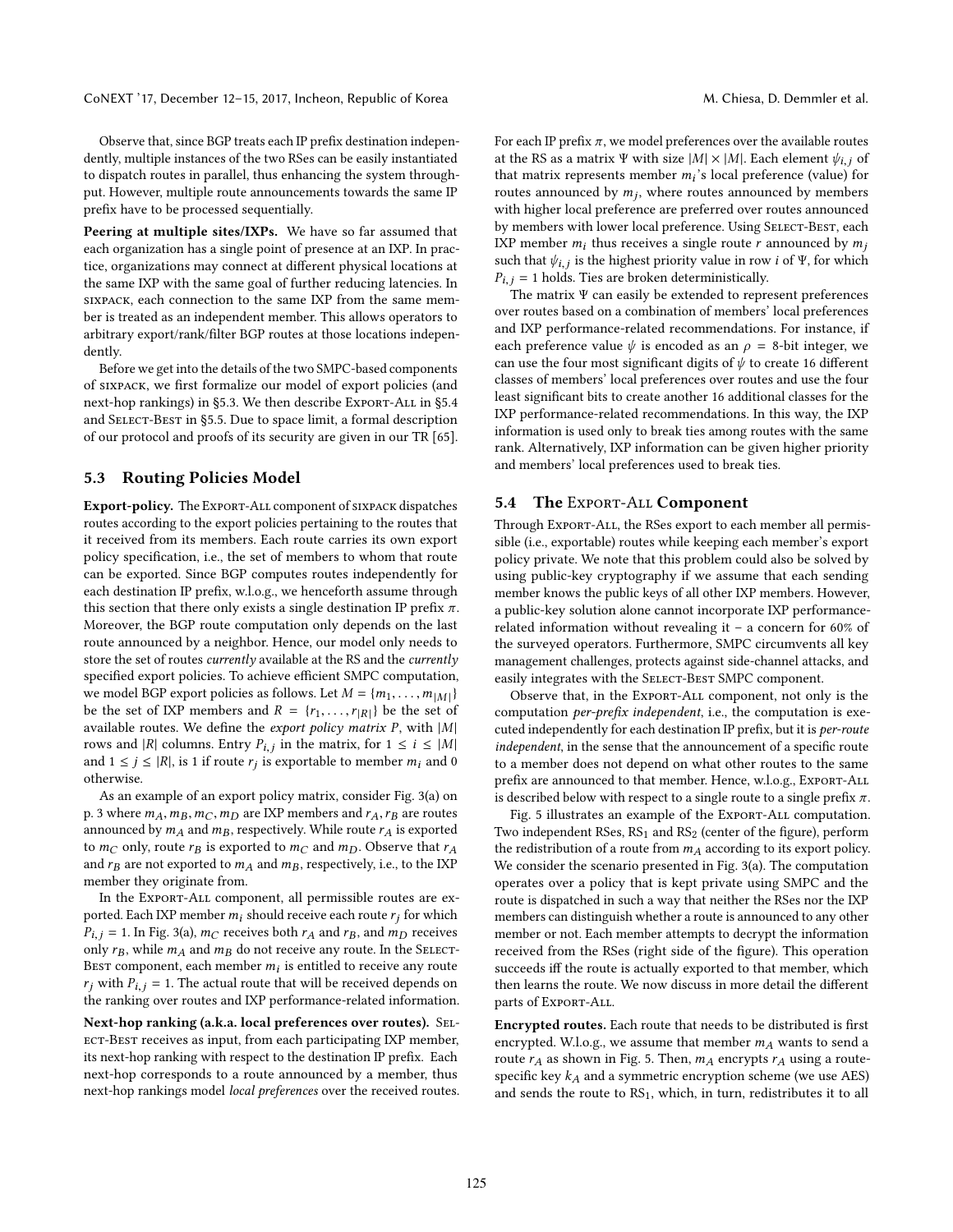Observe that, since BGP treats each IP prefix destination independently, multiple instances of the two RSes can be easily instantiated to dispatch routes in parallel, thus enhancing the system throughput. However, multiple route announcements towards the same IP prefix have to be processed sequentially.

**Peering at multiple sites/IXPs.** We have so far assumed that each organization has a single point of presence at an IXP. In practice, organizations may connect at different physical locations at the same IXP with the same goal of further reducing latencies. In SIXPACK, each connection to the same IXP from the same member is treated as an independent member. This allows operators to arbitrary export/rank/filter BGP routes at those locations independently.

Before we get into the details of the two SMPC-based components of SIXPACK, we first formalize our model of export policies (and next-hop rankings) in §5.3. We then describe EXPORT-ALL in §5.4 and SELECT-BEST in §5.5. Due to space limit, a formal description of our protocol and proofs of its security are given in our TR [65].

### 5.3 Routing Policies Model

**Export-policy.** The EXPORT-ALL component of SIXPACK dispatches routes according to the export policies pertaining to the routes that it received from its members. Each route carries its own export policy specification, i.e., the set of members to whom that route can be exported. Since BGP computes routes independently for each destination IP prefix, w.l.o.g., we henceforth assume through this section that there only exists a single destination IP prefix $\pi$. Moreover, the BGP route computation only depends on the last route announced by a neighbor. Hence, our model only needs to store the set of routes *currently* available at the RS and the *currently* specified export policies. To achieve efficient SMPC computation, we model BGP export policies as follows. Let $M = \{m_1, \ldots, m_{|M|}\}$ be the set of IXP members and $R = \{r_1, \ldots, r_{|R|}\}$ be the set of available routes. We define the *export policy matrix* $P$, with $|M|$ rows and $|R|$ columns. Entry $P_{i,j}$ in the matrix, for $1 \leq i \leq |M|$ and $1 \leq j \leq |R|$, is 1 if route $r_j$ is exportable to member $m_i$ and 0 otherwise.

As an example of an export policy matrix, consider Fig. 3(a) on p. 3 where $m_A, m_B, m_C, m_D$ are IXP members and $r_A, r_B$ are routes announced by $m_A$ and $m_B$, respectively. While route $r_A$ is exported to $m_C$ only, route $r_B$ is exported to $m_C$ and $m_D$. Observe that $r_A$ and $r_B$ are not exported to $m_A$ and $m_B$, respectively, i.e., to the IXP member they originate from.

In the EXPORT-ALL component, all permissible routes are exported. Each IXP member $m_i$ should receive each route $r_j$ for which $P_{i,j} = 1$. In Fig. 3(a), $m_C$ receives both $r_A$ and $r_B$, and $m_D$ receives only $r_B$, while $m_A$ and $m_B$ do not receive any route. In the SELECT-BEST component, each member $m_i$ is entitled to receive any route $r_j$ with $P_{i,j} = 1$. The actual route that will be received depends on the ranking over routes and IXP performance-related information.

**Next-hop ranking (a.k.a. local preferences over routes).** SELECT-BEST receives as input, from each participating IXP member, its next-hop ranking with respect to the destination IP prefix. Each next-hop corresponds to a route announced by a member, thus next-hop rankings model *local preferences* over the received routes. For each IP prefix $\pi$, we model preferences over the available routes at the RS as a matrix $\Psi$ with size $|M| \times |M|$. Each element $\psi_{i,j}$ of that matrix represents member $m_i$'s local preference (value) for routes announced by $m_j$, where routes announced by members with higher local preference are preferred over routes announced by members with lower local preference. Using SELECT-BEST, each IXP member $m_i$ thus receives a single route $r$ announced by $m_j$ such that $\psi_{i,j}$ is the highest priority value in row $i$ of $\Psi$, for which $P_{i,j} = 1$ holds. Ties are broken deterministically.

The matrix $\Psi$ can easily be extended to represent preferences over routes based on a combination of members' local preferences and IXP performance-related recommendations. For instance, if each preference value $\psi$ is encoded as an $\rho$ = 8-bit integer, we can use the four most significant digits of $\psi$ to create 16 different classes of members' local preferences over routes and use the four least significant bits to create another 16 additional classes for the IXP performance-related recommendations. In this way, the IXP information is used only to break ties among routes with the same rank. Alternatively, IXP information can be given higher priority and members' local preferences used to break ties.

### 5.4 The EXPORT-ALL Component

Through EXPORT-ALL, the RSes export to each member all permissible (i.e., exportable) routes while keeping each member's export policy private. We note that this problem could also be solved by using public-key cryptography if we assume that each sending member knows the public keys of all other IXP members. However, a public-key solution alone cannot incorporate IXP performance-related information without revealing it – a concern for 60% of the surveyed operators. Furthermore, SMPC circumvents all key management challenges, protects against side-channel attacks, and easily integrates with the SELECT-BEST SMPC component.

Observe that, in the EXPORT-ALL component, not only is the computation *per-prefix independent*, i.e., the computation is executed independently for each destination IP prefix, but it is *per-route independent*, in the sense that the announcement of a specific route to a member does not depend on what other routes to the same prefix are announced to that member. Hence, w.l.o.g., EXPORT-ALL is described below with respect to a single route to a single prefix $\pi$.

Fig. 5 illustrates an example of the EXPORT-ALL computation. Two independent RSes, $RS_1$ and $RS_2$ (center of the figure), perform the redistribution of a route from $m_A$ according to its export policy. We consider the scenario presented in Fig. 3(a). The computation operates over a policy that is kept private using SMPC and the route is dispatched in such a way that neither the RSes nor the IXP members can distinguish whether a route is announced to any other member or not. Each member attempts to decrypt the information received from the RSes (right side of the figure). This operation succeeds iff the route is actually exported to that member, which then learns the route. We now discuss in more detail the different parts of EXPORT-ALL.

**Encrypted routes.** Each route that needs to be distributed is first encrypted. W.l.o.g., we assume that member $m_A$ wants to send a route $r_A$ as shown in Fig. 5. Then, $m_A$ encrypts $r_A$ using a route-specific key $k_A$ and a symmetric encryption scheme (we use AES) and sends the route to $RS_1$, which, in turn, redistributes it to all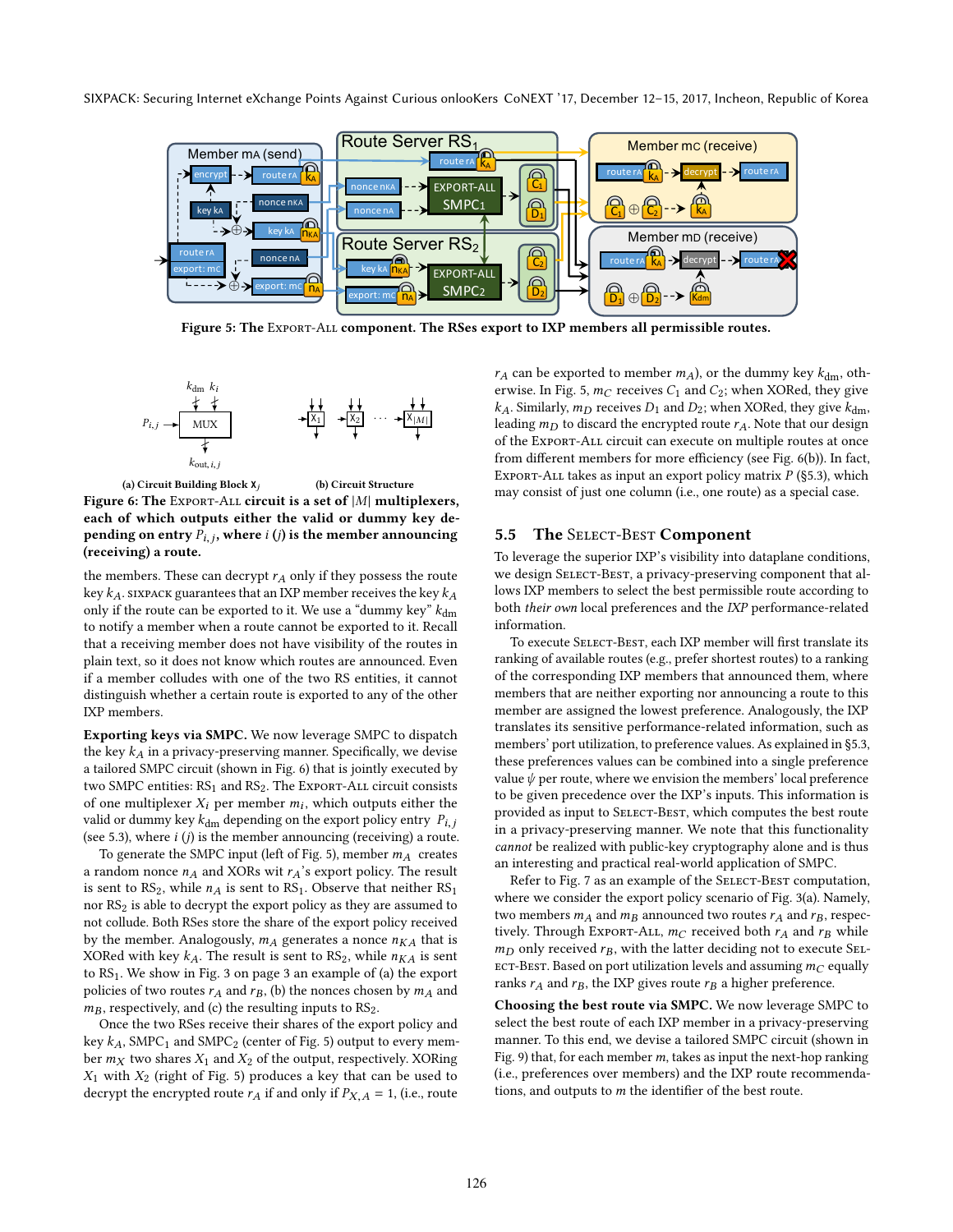Figure 5: The Export-All component. The RSes export to IXP members all permissible routes.

(a) Circuit Building Block $X_j$ (b) Circuit Structure

**Figure 6: The Export-All circuit is a set of $|M|$ multiplexers, each of which outputs either the valid or dummy key depending on entry $P_{i,j}$, where $i$ ($j$) is the member announcing (receiving) a route.**

the members. These can decrypt $r_A$ only if they possess the route key $k_A$. sixpack guarantees that an IXP member receives the key $k_A$ only if the route can be exported to it. We use a "dummy key" $k_{\mathrm{dm}}$ to notify a member when a route cannot be exported to it. Recall that a receiving member does not have visibility of the routes in plain text, so it does not know which routes are announced. Even if a member colludes with one of the two RS entities, it cannot distinguish whether a certain route is exported to any of the other IXP members.

**Exporting keys via SMPC.** We now leverage SMPC to dispatch the key $k_A$ in a privacy-preserving manner. Specifically, we devise a tailored SMPC circuit (shown in Fig. 6) that is jointly executed by two SMPC entities: $\mathrm{RS}_1$ and $\mathrm{RS}_2$. The Export-All circuit consists of one multiplexer $X_i$ per member $m_i$, which outputs either the valid or dummy key $k_{\mathrm{dm}}$ depending on the export policy entry $P_{i,j}$ (see 5.3), where $i$ ($j$) is the member announcing (receiving) a route.

To generate the SMPC input (left of Fig. 5), member $m_A$ creates a random nonce $n_A$ and XORs wit $r_A$'s export policy. The result is sent to $\mathrm{RS}_2$, while $n_A$ is sent to $\mathrm{RS}_1$. Observe that neither $\mathrm{RS}_1$ nor $\mathrm{RS}_2$ is able to decrypt the export policy as they are assumed to not collude. Both RSes store the share of the export policy received by the member. Analogously, $m_A$ generates a nonce $n_{KA}$ that is XORed with key $k_A$. The result is sent to $\mathrm{RS}_2$, while $n_{KA}$ is sent to $\mathrm{RS}_1$. We show in Fig. 3 on page 3 an example of (a) the export policies of two routes $r_A$ and $r_B$, (b) the nonces chosen by $m_A$ and $m_B$, respectively, and (c) the resulting inputs to $\mathrm{RS}_2$.

Once the two RSes receive their shares of the export policy and key $k_A$, $\mathrm{SMPC}_1$ and $\mathrm{SMPC}_2$ (center of Fig. 5) output to every member $m_X$ two shares $X_1$ and $X_2$ of the output, respectively. XORing $X_1$ with $X_2$ (right of Fig. 5) produces a key that can be used to decrypt the encrypted route $r_A$ if and only if $P_{X,A} = 1$, (i.e., route $r_A$ can be exported to member $m_A$), or the dummy key $k_{\mathrm{dm}}$, otherwise. In Fig. 5, $m_C$ receives $C_1$ and $C_2$; when XORed, they give $k_A$. Similarly, $m_D$ receives $D_1$ and $D_2$; when XORed, they give $k_{\mathrm{dm}}$, leading $m_D$ to discard the encrypted route $r_A$. Note that our design of the Export-All circuit can execute on multiple routes at once from different members for more efficiency (see Fig. 6(b)). In fact, Export-All takes as input an export policy matrix $P$ (§5.3), which may consist of just one column (i.e., one route) as a special case.

## 5.5 The Select-Best Component

To leverage the superior IXP's visibility into dataplane conditions, we design Select-Best, a privacy-preserving component that allows IXP members to select the best permissible route according to both *their own* local preferences and the *IXP* performance-related information.

To execute Select-Best, each IXP member will first translate its ranking of available routes (e.g., prefer shortest routes) to a ranking of the corresponding IXP members that announced them, where members that are neither exporting nor announcing a route to this member are assigned the lowest preference. Analogously, the IXP translates its sensitive performance-related information, such as members' port utilization, to preference values. As explained in §5.3, these preferences values can be combined into a single preference value $\psi$ per route, where we envision the members' local preference to be given precedence over the IXP's inputs. This information is provided as input to Select-Best, which computes the best route in a privacy-preserving manner. We note that this functionality *cannot* be realized with public-key cryptography alone and is thus an interesting and practical real-world application of SMPC.

Refer to Fig. 7 as an example of the Select-Best computation, where we consider the export policy scenario of Fig. 3(a). Namely, two members $m_A$ and $m_B$ announced two routes $r_A$ and $r_B$, respectively. Through Export-All, $m_C$ received both $r_A$ and $r_B$ while $m_D$ only received $r_B$, with the latter deciding not to execute Select-Best. Based on port utilization levels and assuming $m_C$ equally ranks $r_A$ and $r_B$, the IXP gives route $r_B$ a higher preference.

**Choosing the best route via SMPC.** We now leverage SMPC to select the best route of each IXP member in a privacy-preserving manner. To this end, we devise a tailored SMPC circuit (shown in Fig. 9) that, for each member $m$, takes as input the next-hop ranking (i.e., preferences over members) and the IXP route recommendations, and outputs to $m$ the identifier of the best route.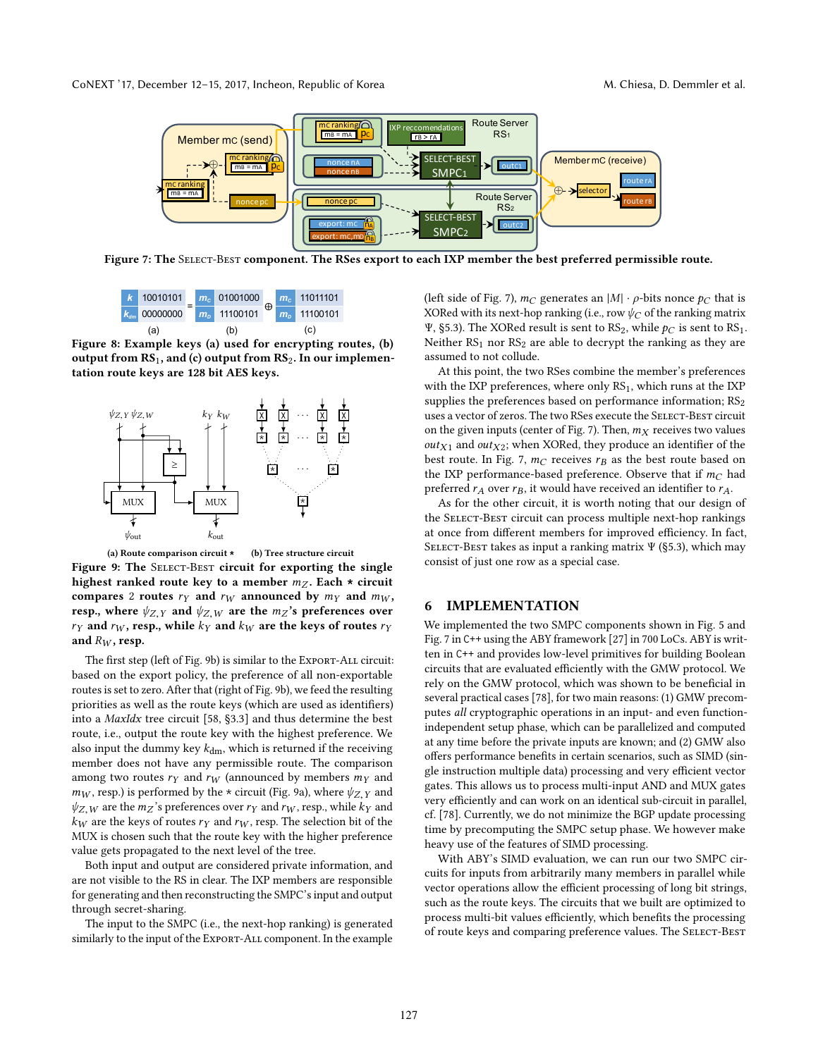Figure 7: The SELECT-BEST component. The RSes export to each IXP member the best preferred permissible route.

| | | | | | | | |
|---|---|---|---|---|---|---|---|
| $k$ | 10010101 | = | $m_c$ | 01001000 | ⊕ | $m_c$ | 11011101 |
| $k_{dm}$ | 00000000 | | $m_b$ | 11100101 | | $m_b$ | 11100101 |
| (a) | | | (b) | | | (c) | |

Figure 8: Example keys (a) used for encrypting routes, (b) output from $RS_1$, and (c) output from $RS_2$. In our implementation route keys are 128 bit AES keys.

(a) Route comparison circuit ⋆ (b) Tree structure circuit

Figure 9: The SELECT-BEST circuit for exporting the single highest ranked route key to a member $m_Z$. Each ⋆ circuit compares 2 routes $r_Y$ and $r_W$ announced by $m_Y$ and $m_W$, resp., where $\psi_{Z,Y}$ and $\psi_{Z,W}$ are the $m_Z$'s preferences over $r_Y$ and $r_W$, resp., while $k_Y$ and $k_W$ are the keys of routes $r_Y$ and $R_W$, resp.

The first step (left of Fig. 9b) is similar to the EXPORT-ALL circuit: based on the export policy, the preference of all non-exportable routes is set to zero. After that (right of Fig. 9b), we feed the resulting priorities as well as the route keys (which are used as identifiers) into a *MaxIdx* tree circuit [58, §3.3] and thus determine the best route, i.e., output the route key with the highest preference. We also input the dummy key $k_{dm}$, which is returned if the receiving member does not have any permissible route. The comparison among two routes $r_Y$ and $r_W$ (announced by members $m_Y$ and $m_W$, resp.) is performed by the ⋆ circuit (Fig. 9a), where $\psi_{Z,Y}$ and $\psi_{Z,W}$ are the $m_Z$'s preferences over $r_Y$ and $r_W$, resp., while $k_Y$ and $k_W$ are the keys of routes $r_Y$ and $r_W$, resp. The selection bit of the MUX is chosen such that the route key with the higher preference value gets propagated to the next level of the tree.

Both input and output are considered private information, and are not visible to the RS in clear. The IXP members are responsible for generating and then reconstructing the SMPC's input and output through secret-sharing.

The input to the SMPC (i.e., the next-hop ranking) is generated similarly to the input of the EXPORT-ALL component. In the example (left side of Fig. 7), $m_C$ generates an $|M| \cdot \rho$-bits nonce $p_C$ that is XORed with its next-hop ranking (i.e., row $\psi_C$ of the ranking matrix $\Psi$, §5.3). The XORed result is sent to $RS_2$, while $p_C$ is sent to $RS_1$. Neither $RS_1$ nor $RS_2$ are able to decrypt the ranking as they are assumed to not collude.

At this point, the two RSes combine the member's preferences with the IXP preferences, where only $RS_1$, which runs at the IXP supplies the preferences based on performance information; $RS_2$ uses a vector of zeros. The two RSes execute the SELECT-BEST circuit on the given inputs (center of Fig. 7). Then, $m_X$ receives two values $out_{X1}$ and $out_{X2}$; when XORed, they produce an identifier of the best route. In Fig. 7, $m_C$ receives $r_B$ as the best route based on the IXP performance-based preference. Observe that if $m_C$ had preferred $r_A$ over $r_B$, it would have received an identifier to $r_A$.

As for the other circuit, it is worth noting that our design of the SELECT-BEST circuit can process multiple next-hop rankings at once from different members for improved efficiency. In fact, SELECT-BEST takes as input a ranking matrix $\Psi$ (§5.3), which may consist of just one row as a special case.

## 6 IMPLEMENTATION

We implemented the two SMPC components shown in Fig. 5 and Fig. 7 in C++ using the ABY framework [27] in 700 LoCs. ABY is written in C++ and provides low-level primitives for building Boolean circuits that are evaluated efficiently with the GMW protocol. We rely on the GMW protocol, which was shown to be beneficial in several practical cases [78], for two main reasons: (1) GMW precomputes *all* cryptographic operations in an input- and even function-independent setup phase, which can be parallelized and computed at any time before the private inputs are known; and (2) GMW also offers performance benefits in certain scenarios, such as SIMD (single instruction multiple data) processing and very efficient vector gates. This allows us to process multi-input AND and MUX gates very efficiently and can work on an identical sub-circuit in parallel, cf. [78]. Currently, we do not minimize the BGP update processing time by precomputing the SMPC setup phase. We however make heavy use of the features of SIMD processing.

With ABY's SIMD evaluation, we can run our two SMPC circuits for inputs from arbitrarily many members in parallel while vector operations allow the efficient processing of long bit strings, such as the route keys. The circuits that we built are optimized to process multi-bit values efficiently, which benefits the processing of route keys and comparing preference values. The SELECT-BEST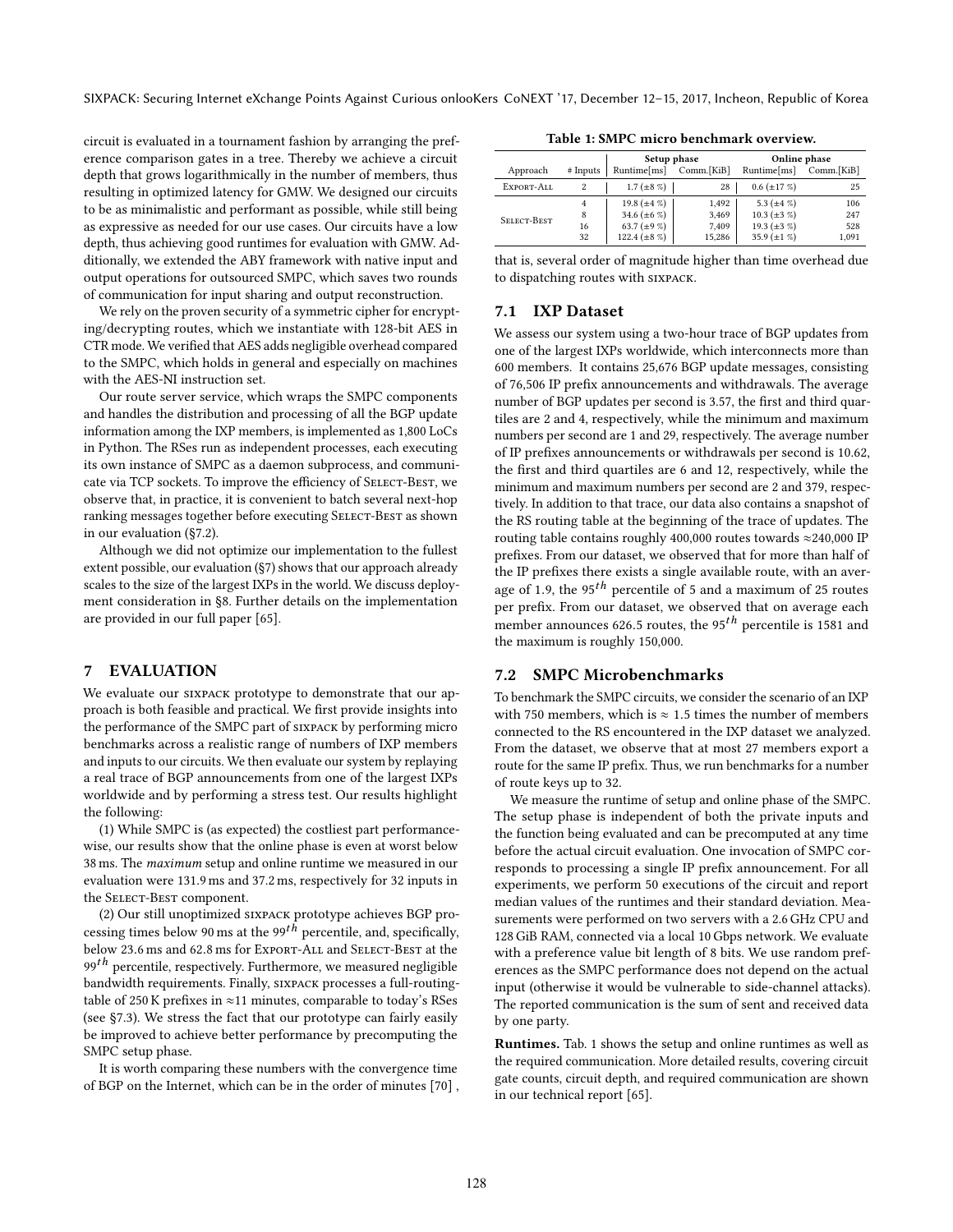circuit is evaluated in a tournament fashion by arranging the preference comparison gates in a tree. Thereby we achieve a circuit depth that grows logarithmically in the number of members, thus resulting in optimized latency for GMW. We designed our circuits to be as minimalistic and performant as possible, while still being as expressive as needed for our use cases. Our circuits have a low depth, thus achieving good runtimes for evaluation with GMW. Additionally, we extended the ABY framework with native input and output operations for outsourced SMPC, which saves two rounds of communication for input sharing and output reconstruction.

We rely on the proven security of a symmetric cipher for encrypting/decrypting routes, which we instantiate with 128-bit AES in CTR mode. We verified that AES adds negligible overhead compared to the SMPC, which holds in general and especially on machines with the AES-NI instruction set.

Our route server service, which wraps the SMPC components and handles the distribution and processing of all the BGP update information among the IXP members, is implemented as 1,800 LoCs in Python. The RSes run as independent processes, each executing its own instance of SMPC as a daemon subprocess, and communicate via TCP sockets. To improve the efficiency of Select-Best, we observe that, in practice, it is convenient to batch several next-hop ranking messages together before executing Select-Best as shown in our evaluation (§7.2).

Although we did not optimize our implementation to the fullest extent possible, our evaluation (§7) shows that our approach already scales to the size of the largest IXPs in the world. We discuss deployment consideration in §8. Further details on the implementation are provided in our full paper [65].

## 7 EVALUATION

We evaluate our sixpack prototype to demonstrate that our approach is both feasible and practical. We first provide insights into the performance of the SMPC part of sixpack by performing micro benchmarks across a realistic range of numbers of IXP members and inputs to our circuits. We then evaluate our system by replaying a real trace of BGP announcements from one of the largest IXPs worldwide and by performing a stress test. Our results highlight the following:

(1) While SMPC is (as expected) the costliest part performance-wise, our results show that the online phase is even at worst below 38 ms. The *maximum* setup and online runtime we measured in our evaluation were 131.9 ms and 37.2 ms, respectively for 32 inputs in the Select-Best component.

(2) Our still unoptimized sixpack prototype achieves BGP processing times below 90 ms at the $99^{th}$ percentile, and, specifically, below 23.6 ms and 62.8 ms for Export-All and Select-Best at the $99^{th}$ percentile, respectively. Furthermore, we measured negligible bandwidth requirements. Finally, sixpack processes a full-routing-table of 250 K prefixes in ≈11 minutes, comparable to today's RSes (see §7.3). We stress the fact that our prototype can fairly easily be improved to achieve better performance by precomputing the SMPC setup phase.

It is worth comparing these numbers with the convergence time of BGP on the Internet, which can be in the order of minutes [70], that is, several order of magnitude higher than time overhead due to dispatching routes with sixpack.

**Table 1: SMPC micro benchmark overview.**

| | | Setup phase | | Online phase | |
|---|---|---|---|---|---|
| Approach | # Inputs | Runtime[ms] | Comm.[KiB] | Runtime[ms] | Comm.[KiB] |
| Export-All | 2 | 1.7 (±8 %) | 28 | 0.6 (±17 %) | 25 |
| Select-Best | 4 | 19.8 (±4 %) | 1,492 | 5.3 (±4 %) | 106 |
| | 8 | 34.6 (±6 %) | 3,469 | 10.3 (±3 %) | 247 |
| | 16 | 63.7 (±9 %) | 7,409 | 19.3 (±3 %) | 528 |
| | 32 | 122.4 (±8 %) | 15,286 | 35.9 (±1 %) | 1,091 |

### 7.1 IXP Dataset

We assess our system using a two-hour trace of BGP updates from one of the largest IXPs worldwide, which interconnects more than 600 members. It contains 25,676 BGP update messages, consisting of 76,506 IP prefix announcements and withdrawals. The average number of BGP updates per second is 3.57, the first and third quartiles are 2 and 4, respectively, while the minimum and maximum numbers per second are 1 and 29, respectively. The average number of IP prefixes announcements or withdrawals per second is 10.62, the first and third quartiles are 6 and 12, respectively, while the minimum and maximum numbers per second are 2 and 379, respectively. In addition to that trace, our data also contains a snapshot of the RS routing table at the beginning of the trace of updates. The routing table contains roughly 400,000 routes towards ≈240,000 IP prefixes. From our dataset, we observed that for more than half of the IP prefixes there exists a single available route, with an average of 1.9, the $95^{th}$ percentile of 5 and a maximum of 25 routes per prefix. From our dataset, we observed that on average each member announces 626.5 routes, the $95^{th}$ percentile is 1581 and the maximum is roughly 150,000.

### 7.2 SMPC Microbenchmarks

To benchmark the SMPC circuits, we consider the scenario of an IXP with 750 members, which is ≈ 1.5 times the number of members connected to the RS encountered in the IXP dataset we analyzed. From the dataset, we observe that at most 27 members export a route for the same IP prefix. Thus, we run benchmarks for a number of route keys up to 32.

We measure the runtime of setup and online phase of the SMPC. The setup phase is independent of both the private inputs and the function being evaluated and can be precomputed at any time before the actual circuit evaluation. One invocation of SMPC corresponds to processing a single IP prefix announcement. For all experiments, we perform 50 executions of the circuit and report median values of the runtimes and their standard deviation. Measurements were performed on two servers with a 2.6 GHz CPU and 128 GiB RAM, connected via a local 10 Gbps network. We evaluate with a preference value bit length of 8 bits. We use random preferences as the SMPC performance does not depend on the actual input (otherwise it would be vulnerable to side-channel attacks). The reported communication is the sum of sent and received data by one party.

**Runtimes.** Tab. 1 shows the setup and online runtimes as well as the required communication. More detailed results, covering circuit gate counts, circuit depth, and required communication are shown in our technical report [65].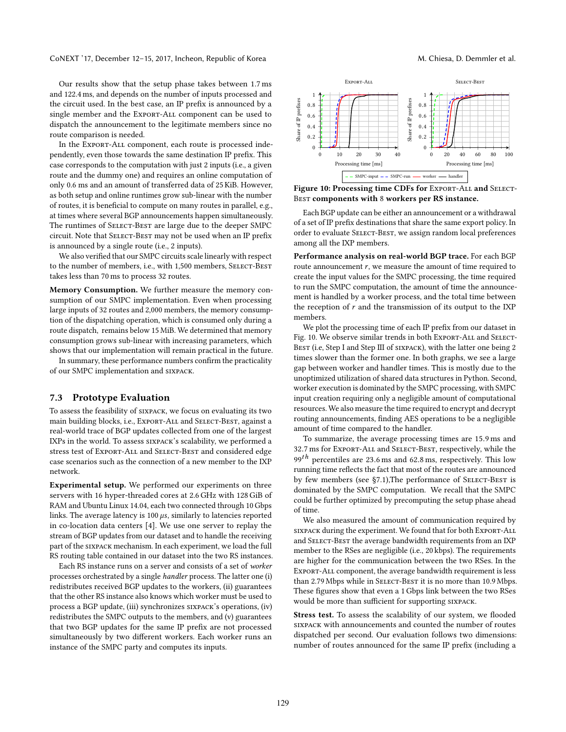Our results show that the setup phase takes between 1.7 ms and 122.4 ms, and depends on the number of inputs processed and the circuit used. In the best case, an IP prefix is announced by a single member and the Export-All component can be used to dispatch the announcement to the legitimate members since no route comparison is needed.

In the Export-All component, each route is processed independently, even those towards the same destination IP prefix. This case corresponds to the computation with just 2 inputs (i.e., a given route and the dummy one) and requires an online computation of only 0.6 ms and an amount of transferred data of 25 KiB. However, as both setup and online runtimes grow sub-linear with the number of routes, it is beneficial to compute on many routes in parallel, e.g., at times where several BGP announcements happen simultaneously. The runtimes of Select-Best are large due to the deeper SMPC circuit. Note that Select-Best may not be used when an IP prefix is announced by a single route (i.e., 2 inputs).

We also verified that our SMPC circuits scale linearly with respect to the number of members, i.e., with 1,500 members, Select-Best takes less than 70 ms to process 32 routes.

**Memory Consumption.** We further measure the memory consumption of our SMPC implementation. Even when processing large inputs of 32 routes and 2,000 members, the memory consumption of the dispatching operation, which is consumed only during a route dispatch, remains below 15 MiB. We determined that memory consumption grows sub-linear with increasing parameters, which shows that our implementation will remain practical in the future.

In summary, these performance numbers confirm the practicality of our SMPC implementation and sixpack.

## 7.3 Prototype Evaluation

To assess the feasibility of sixpack, we focus on evaluating its two main building blocks, i.e., Export-All and Select-Best, against a real-world trace of BGP updates collected from one of the largest IXPs in the world. To assess sixpack's scalability, we performed a stress test of Export-All and Select-Best and considered edge case scenarios such as the connection of a new member to the IXP network.

**Experimental setup.** We performed our experiments on three servers with 16 hyper-threaded cores at 2.6 GHz with 128 GiB of RAM and Ubuntu Linux 14.04, each two connected through 10 Gbps links. The average latency is 100 $\mu s$, similarly to latencies reported in co-location data centers [4]. We use one server to replay the stream of BGP updates from our dataset and to handle the receiving part of the sixpack mechanism. In each experiment, we load the full RS routing table contained in our dataset into the two RS instances.

Each RS instance runs on a server and consists of a set of *worker* processes orchestrated by a single *handler* process. The latter one (i) redistributes received BGP updates to the workers, (ii) guarantees that the other RS instance also knows which worker must be used to process a BGP update, (iii) synchronizes sixpack's operations, (iv) redistributes the SMPC outputs to the members, and (v) guarantees that two BGP updates for the same IP prefix are not processed simultaneously by two different workers. Each worker runs an instance of the SMPC party and computes its inputs.

Export-All
Select-Best
Share of IP prefixes
Processing time [ms]
SMPC-input SMPC-run worker handler

**Figure 10: Processing time CDFs for Export-All and Select-Best components with 8 workers per RS instance.**

Each BGP update can be either an announcement or a withdrawal of a set of IP prefix destinations that share the same export policy. In order to evaluate Select-Best, we assign random local preferences among all the IXP members.

**Performance analysis on real-world BGP trace.** For each BGP route announcement $r$, we measure the amount of time required to create the input values for the SMPC processing, the time required to run the SMPC computation, the amount of time the announcement is handled by a worker process, and the total time between the reception of $r$ and the transmission of its output to the IXP members.

We plot the processing time of each IP prefix from our dataset in Fig. 10. We observe similar trends in both Export-All and Select-Best (i.e, Step I and Step III of sixpack), with the latter one being 2 times slower than the former one. In both graphs, we see a large gap between worker and handler times. This is mostly due to the unoptimized utilization of shared data structures in Python. Second, worker execution is dominated by the SMPC processing, with SMPC input creation requiring only a negligible amount of computational resources. We also measure the time required to encrypt and decrypt routing announcements, finding AES operations to be a negligible amount of time compared to the handler.

To summarize, the average processing times are 15.9 ms and 32.7 ms for Export-All and Select-Best, respectively, while the $99^{th}$ percentiles are 23.6 ms and 62.8 ms, respectively. This low running time reflects the fact that most of the routes are announced by few members (see §7.1),The performance of Select-Best is dominated by the SMPC computation. We recall that the SMPC could be further optimized by precomputing the setup phase ahead of time.

We also measured the amount of communication required by sixpack during the experiment. We found that for both Export-All and Select-Best the average bandwidth requirements from an IXP member to the RSes are negligible (i.e., 20 kbps). The requirements are higher for the communication between the two RSes. In the Export-All component, the average bandwidth requirement is less than 2.79 Mbps while in Select-Best it is no more than 10.9 Mbps. These figures show that even a 1 Gbps link between the two RSes would be more than sufficient for supporting sixpack.

**Stress test.** To assess the scalability of our system, we flooded sixpack with announcements and counted the number of routes dispatched per second. Our evaluation follows two dimensions: number of routes announced for the same IP prefix (including a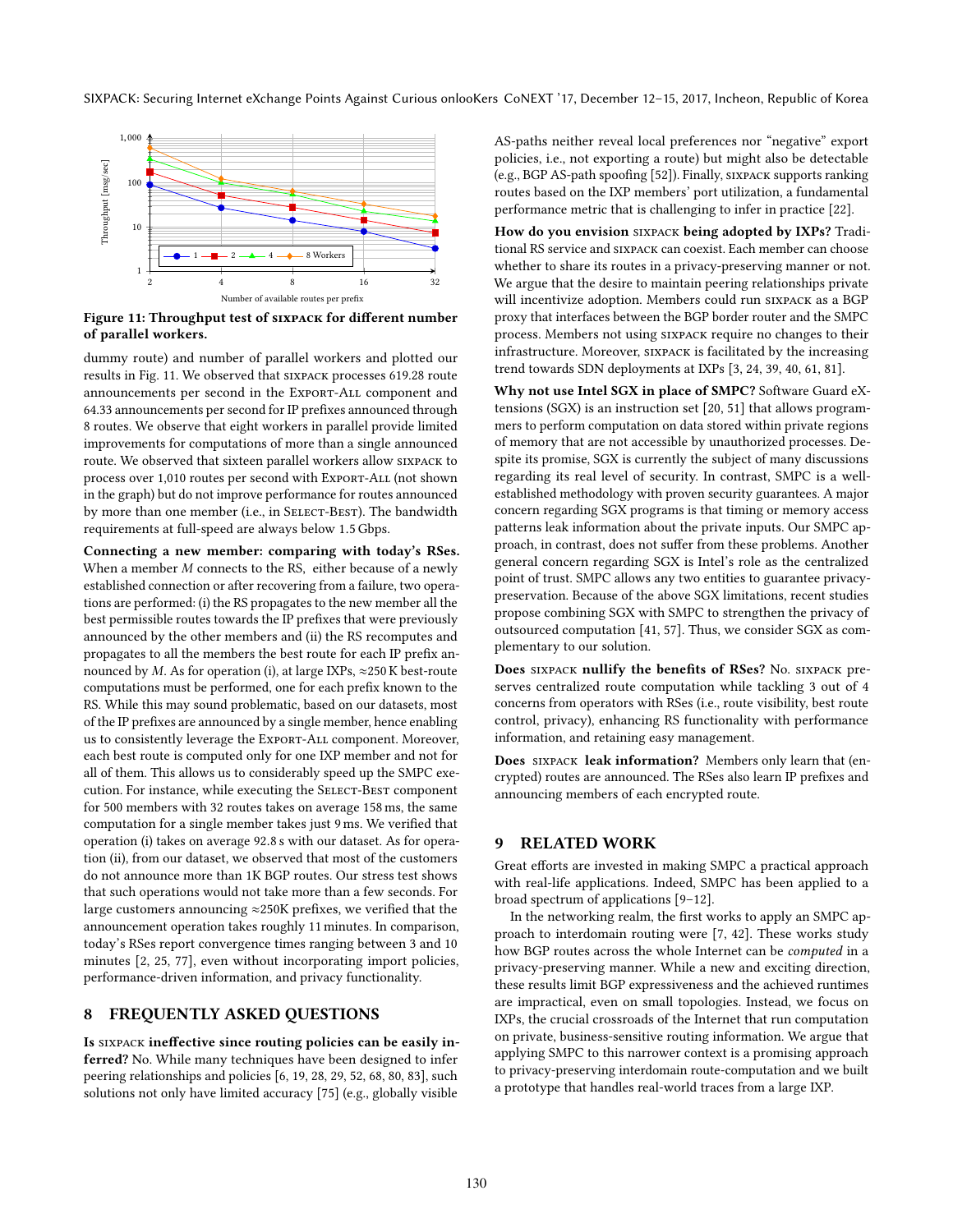Figure 11: Throughput test of SIXPACK for different number of parallel workers.

dummy route) and number of parallel workers and plotted our results in Fig. 11. We observed that SIXPACK processes 619.28 route announcements per second in the EXPORT-ALL component and 64.33 announcements per second for IP prefixes announced through 8 routes. We observe that eight workers in parallel provide limited improvements for computations of more than a single announced route. We observed that sixteen parallel workers allow SIXPACK to process over 1,010 routes per second with EXPORT-ALL (not shown in the graph) but do not improve performance for routes announced by more than one member (i.e., in SELECT-BEST). The bandwidth requirements at full-speed are always below 1.5 Gbps.

**Connecting a new member: comparing with today's RSes.** When a member $M$ connects to the RS, either because of a newly established connection or after recovering from a failure, two operations are performed: (i) the RS propagates to the new member all the best permissible routes towards the IP prefixes that were previously announced by the other members and (ii) the RS recomputes and propagates to all the members the best route for each IP prefix announced by $M$. As for operation (i), at large IXPs, ≈250 K best-route computations must be performed, one for each prefix known to the RS. While this may sound problematic, based on our datasets, most of the IP prefixes are announced by a single member, hence enabling us to consistently leverage the EXPORT-ALL component. Moreover, each best route is computed only for one IXP member and not for all of them. This allows us to considerably speed up the SMPC execution. For instance, while executing the SELECT-BEST component for 500 members with 32 routes takes on average 158 ms, the same computation for a single member takes just 9 ms. We verified that operation (i) takes on average 92.8 s with our dataset. As for operation (ii), from our dataset, we observed that most of the customers do not announce more than 1K BGP routes. Our stress test shows that such operations would not take more than a few seconds. For large customers announcing ≈250K prefixes, we verified that the announcement operation takes roughly 11 minutes. In comparison, today's RSes report convergence times ranging between 3 and 10 minutes [2, 25, 77], even without incorporating import policies, performance-driven information, and privacy functionality.

## 8 FREQUENTLY ASKED QUESTIONS

**Is SIXPACK ineffective since routing policies can be easily inferred?** No. While many techniques have been designed to infer peering relationships and policies [6, 19, 28, 29, 52, 68, 80, 83], such solutions not only have limited accuracy [75] (e.g., globally visible AS-paths neither reveal local preferences nor "negative" export policies, i.e., not exporting a route) but might also be detectable (e.g., BGP AS-path spoofing [52]). Finally, SIXPACK supports ranking routes based on the IXP members' port utilization, a fundamental performance metric that is challenging to infer in practice [22].

**How do you envision SIXPACK being adopted by IXPs?** Traditional RS service and SIXPACK can coexist. Each member can choose whether to share its routes in a privacy-preserving manner or not. We argue that the desire to maintain peering relationships private will incentivize adoption. Members could run SIXPACK as a BGP proxy that interfaces between the BGP border router and the SMPC process. Members not using SIXPACK require no changes to their infrastructure. Moreover, SIXPACK is facilitated by the increasing trend towards SDN deployments at IXPs [3, 24, 39, 40, 61, 81].

**Why not use Intel SGX in place of SMPC?** Software Guard eXtensions (SGX) is an instruction set [20, 51] that allows programmers to perform computation on data stored within private regions of memory that are not accessible by unauthorized processes. Despite its promise, SGX is currently the subject of many discussions regarding its real level of security. In contrast, SMPC is a well-established methodology with proven security guarantees. A major concern regarding SGX programs is that timing or memory access patterns leak information about the private inputs. Our SMPC approach, in contrast, does not suffer from these problems. Another general concern regarding SGX is Intel's role as the centralized point of trust. SMPC allows any two entities to guarantee privacy-preservation. Because of the above SGX limitations, recent studies propose combining SGX with SMPC to strengthen the privacy of outsourced computation [41, 57]. Thus, we consider SGX as complementary to our solution.

**Does SIXPACK nullify the benefits of RSes?** No. SIXPACK preserves centralized route computation while tackling 3 out of 4 concerns from operators with RSes (i.e., route visibility, best route control, privacy), enhancing RS functionality with performance information, and retaining easy management.

**Does SIXPACK leak information?** Members only learn that (encrypted) routes are announced. The RSes also learn IP prefixes and announcing members of each encrypted route.

## 9 RELATED WORK

Great efforts are invested in making SMPC a practical approach with real-life applications. Indeed, SMPC has been applied to a broad spectrum of applications [9–12].

In the networking realm, the first works to apply an SMPC approach to interdomain routing were [7, 42]. These works study how BGP routes across the whole Internet can be *computed* in a privacy-preserving manner. While a new and exciting direction, these results limit BGP expressiveness and the achieved runtimes are impractical, even on small topologies. Instead, we focus on IXPs, the crucial crossroads of the Internet that run computation on private, business-sensitive routing information. We argue that applying SMPC to this narrower context is a promising approach to privacy-preserving interdomain route-computation and we built a prototype that handles real-world traces from a large IXP.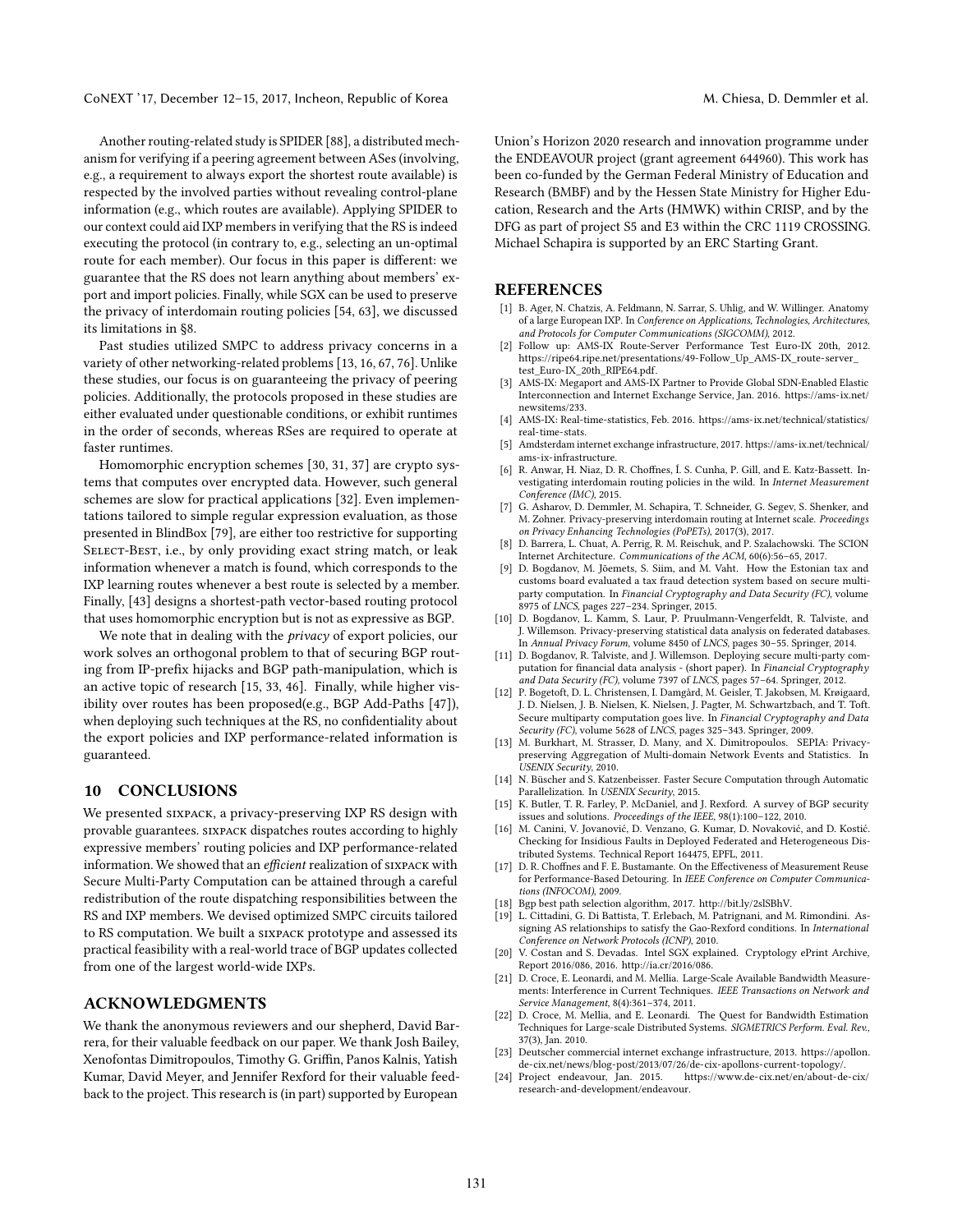Another routing-related study is SPIDER [88], a distributed mechanism for verifying if a peering agreement between ASes (involving, e.g., a requirement to always export the shortest route available) is respected by the involved parties without revealing control-plane information (e.g., which routes are available). Applying SPIDER to our context could aid IXP members in verifying that the RS is indeed executing the protocol (in contrary to, e.g., selecting an un-optimal route for each member). Our focus in this paper is different: we guarantee that the RS does not learn anything about members' export and import policies. Finally, while SGX can be used to preserve the privacy of interdomain routing policies [54, 63], we discussed its limitations in §8.

Past studies utilized SMPC to address privacy concerns in a variety of other networking-related problems [13, 16, 67, 76]. Unlike these studies, our focus is on guaranteeing the privacy of peering policies. Additionally, the protocols proposed in these studies are either evaluated under questionable conditions, or exhibit runtimes in the order of seconds, whereas RSes are required to operate at faster runtimes.

Homomorphic encryption schemes [30, 31, 37] are crypto systems that computes over encrypted data. However, such general schemes are slow for practical applications [32]. Even implementations tailored to simple regular expression evaluation, as those presented in BlindBox [79], are either too restrictive for supporting Select-Best, i.e., by only providing exact string match, or leak information whenever a match is found, which corresponds to the IXP learning routes whenever a best route is selected by a member. Finally, [43] designs a shortest-path vector-based routing protocol that uses homomorphic encryption but is not as expressive as BGP.

We note that in dealing with the *privacy* of export policies, our work solves an orthogonal problem to that of securing BGP routing from IP-prefix hijacks and BGP path-manipulation, which is an active topic of research [15, 33, 46]. Finally, while higher visibility over routes has been proposed(e.g., BGP Add-Paths [47]), when deploying such techniques at the RS, no confidentiality about the export policies and IXP performance-related information is guaranteed.

## 10 CONCLUSIONS

We presented sixpack, a privacy-preserving IXP RS design with provable guarantees. sixpack dispatches routes according to highly expressive members' routing policies and IXP performance-related information. We showed that an *efficient* realization of sixpack with Secure Multi-Party Computation can be attained through a careful redistribution of the route dispatching responsibilities between the RS and IXP members. We devised optimized SMPC circuits tailored to RS computation. We built a sixpack prototype and assessed its practical feasibility with a real-world trace of BGP updates collected from one of the largest world-wide IXPs.

## ACKNOWLEDGMENTS

We thank the anonymous reviewers and our shepherd, David Barrera, for their valuable feedback on our paper. We thank Josh Bailey, Xenofontas Dimitropoulos, Timothy G. Griffin, Panos Kalnis, Yatish Kumar, David Meyer, and Jennifer Rexford for their valuable feedback to the project. This research is (in part) supported by European Union's Horizon 2020 research and innovation programme under the ENDEAVOUR project (grant agreement 644960). This work has been co-funded by the German Federal Ministry of Education and Research (BMBF) and by the Hessen State Ministry for Higher Education, Research and the Arts (HMWK) within CRISP, and by the DFG as part of project S5 and E3 within the CRC 1119 CROSSING. Michael Schapira is supported by an ERC Starting Grant.

## REFERENCES

[1] B. Ager, N. Chatzis, A. Feldmann, N. Sarrar, S. Uhlig, and W. Willinger. Anatomy of a large European IXP. In *Conference on Applications, Technologies, Architectures, and Protocols for Computer Communications (SIGCOMM)*, 2012.

[2] Follow up: AMS-IX Route-Server Performance Test Euro-IX 20th, 2012. https://ripe64.ripe.net/presentations/49-Follow_Up_AMS-IX_route-server_test_Euro-IX_20th_RIPE64.pdf.

[3] AMS-IX: Megaport and AMS-IX Partner to Provide Global SDN-Enabled Elastic Interconnection and Internet Exchange Service, Jan. 2016. https://ams-ix.net/newsitems/233.

[4] AMS-IX: Real-time-statistics, Feb. 2016. https://ams-ix.net/technical/statistics/real-time-stats.

[5] Amdsterdam internet exchange infrastructure, 2017. https://ams-ix.net/technical/ams-ix-infrastructure.

[6] R. Anwar, H. Niaz, D. R. Choffnes, Í. S. Cunha, P. Gill, and E. Katz-Bassett. Investigating interdomain routing policies in the wild. In *Internet Measurement Conference (IMC)*, 2015.

[7] G. Asharov, D. Demmler, M. Schapira, T. Schneider, G. Segev, S. Shenker, and M. Zohner. Privacy-preserving interdomain routing at Internet scale. *Proceedings on Privacy Enhancing Technologies (PoPETs)*, 2017(3), 2017.

[8] D. Barrera, L. Chuat, A. Perrig, R. M. Reischuk, and P. Szalachowski. The SCION Internet Architecture. *Communications of the ACM*, 60(6):56–65, 2017.

[9] D. Bogdanov, M. Jõemets, S. Siim, and M. Vaht. How the Estonian tax and customs board evaluated a tax fraud detection system based on secure multi-party computation. In *Financial Cryptography and Data Security (FC)*, volume 8975 of *LNCS*, pages 227–234. Springer, 2015.

[10] D. Bogdanov, L. Kamm, S. Laur, P. Pruulmann-Vengerfeldt, R. Talviste, and J. Willemson. Privacy-preserving statistical data analysis on federated databases. In *Annual Privacy Forum*, volume 8450 of *LNCS*, pages 30–55. Springer, 2014.

[11] D. Bogdanov, R. Talviste, and J. Willemson. Deploying secure multi-party computation for financial data analysis - (short paper). In *Financial Cryptography and Data Security (FC)*, volume 7397 of *LNCS*, pages 57–64. Springer, 2012.

[12] P. Bogetoft, D. L. Christensen, I. Damgård, M. Geisler, T. Jakobsen, M. Krøigaard, J. D. Nielsen, J. B. Nielsen, K. Nielsen, J. Pagter, M. Schwartzbach, and T. Toft. Secure multiparty computation goes live. In *Financial Cryptography and Data Security (FC)*, volume 5628 of *LNCS*, pages 325–343. Springer, 2009.

[13] M. Burkhart, M. Strasser, D. Many, and X. Dimitropoulos. SEPIA: Privacy-preserving Aggregation of Multi-domain Network Events and Statistics. In *USENIX Security*, 2010.

[14] N. Büscher and S. Katzenbeisser. Faster Secure Computation through Automatic Parallelization. In *USENIX Security*, 2015.

[15] K. Butler, T. R. Farley, P. McDaniel, and J. Rexford. A survey of BGP security issues and solutions. *Proceedings of the IEEE*, 98(1):100–122, 2010.

[16] M. Canini, V. Jovanović, D. Venzano, G. Kumar, D. Novaković, and D. Kostić. Checking for Insidious Faults in Deployed Federated and Heterogeneous Distributed Systems. Technical Report 164475, EPFL, 2011.

[17] D. R. Choffnes and F. E. Bustamante. On the Effectiveness of Measurement Reuse for Performance-Based Detouring. In *IEEE Conference on Computer Communications (INFOCOM)*, 2009.

[18] Bgp best path selection algorithm, 2017. http://bit.ly/2slSBhV.

[19] L. Cittadini, G. Di Battista, T. Erlebach, M. Patrignani, and M. Rimondini. Assigning AS relationships to satisfy the Gao-Rexford conditions. In *International Conference on Network Protocols (ICNP)*, 2010.

[20] V. Costan and S. Devadas. Intel SGX explained. Cryptology ePrint Archive, Report 2016/086, 2016. http://ia.cr/2016/086.

[21] D. Croce, E. Leonardi, and M. Mellia. Large-Scale Available Bandwidth Measurements: Interference in Current Techniques. *IEEE Transactions on Network and Service Management*, 8(4):361–374, 2011.

[22] D. Croce, M. Mellia, and E. Leonardi. The Quest for Bandwidth Estimation Techniques for Large-scale Distributed Systems. *SIGMETRICS Perform. Eval. Rev.*, 37(3), Jan. 2010.

[23] Deutscher commercial internet exchange infrastructure, 2013. https://apollon.de-cix.net/news/blog-post/2013/07/26/de-cix-apollons-current-topology/.

[24] Project endeavour, Jan. 2015. https://www.de-cix.net/en/about-de-cix/research-and-development/endeavour.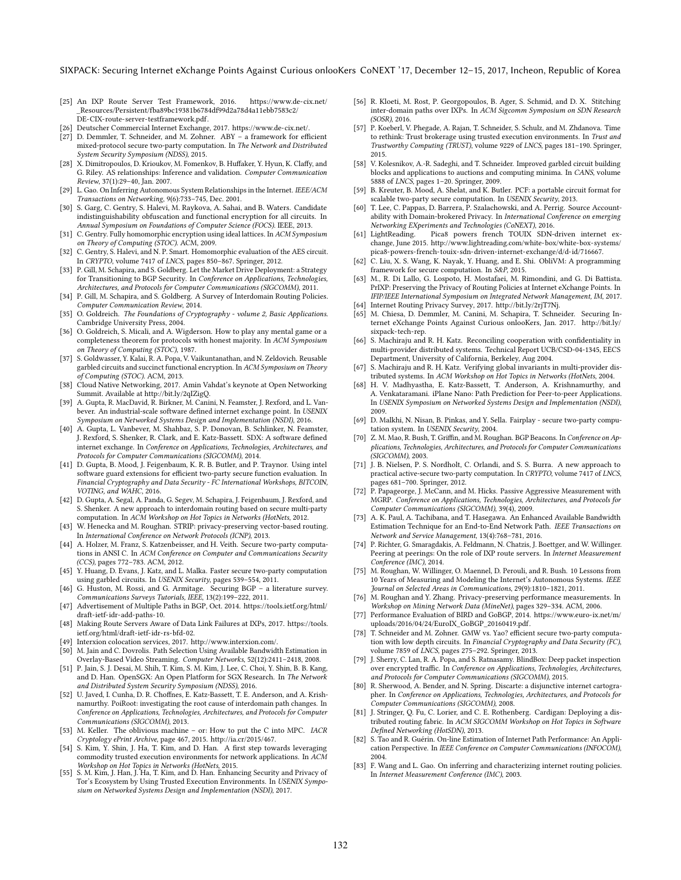- [25] An IXP Route Server Test Framework, 2016. https://www.de-cix.net/_Resources/Persistent/fba89bc19381b6784df99d2a78d4a11ebb7583c2/DE-CIX-route-server-testframework.pdf.
- [26] Deutscher Commercial Internet Exchange, 2017. https://www.de-cix.net/.
- [27] D. Demmler, T. Schneider, and M. Zohner. ABY – a framework for efficient mixed-protocol secure two-party computation. In *The Network and Distributed System Security Symposium (NDSS)*, 2015.
- [28] X. Dimitropoulos, D. Krioukov, M. Fomenkov, B. Huffaker, Y. Hyun, K. Claffy, and G. Riley. AS relationships: Inference and validation. *Computer Communication Review*, 37(1):29–40, Jan. 2007.
- [29] L. Gao. On Inferring Autonomous System Relationships in the Internet. *IEEE/ACM Transactions on Networking*, 9(6):733–745, Dec. 2001.
- [30] S. Garg, C. Gentry, S. Halevi, M. Raykova, A. Sahai, and B. Waters. Candidate indistinguishability obfuscation and functional encryption for all circuits. In *Annual Symposium on Foundations of Computer Science (FOCS)*. IEEE, 2013.
- [31] C. Gentry. Fully homomorphic encryption using ideal lattices. In *ACM Symposium on Theory of Computing (STOC)*. ACM, 2009.
- [32] C. Gentry, S. Halevi, and N. P. Smart. Homomorphic evaluation of the AES circuit. In *CRYPTO*, volume 7417 of *LNCS*, pages 850–867. Springer, 2012.
- [33] P. Gill, M. Schapira, and S. Goldberg. Let the Market Drive Deployment: a Strategy for Transitioning to BGP Security. In *Conference on Applications, Technologies, Architectures, and Protocols for Computer Communications (SIGCOMM)*, 2011.
- [34] P. Gill, M. Schapira, and S. Goldberg. A Survey of Interdomain Routing Policies. *Computer Communication Review*, 2014.
- [35] O. Goldreich. *The Foundations of Cryptography - volume 2, Basic Applications*. Cambridge University Press, 2004.
- [36] O. Goldreich, S. Micali, and A. Wigderson. How to play any mental game or a completeness theorem for protocols with honest majority. In *ACM Symposium on Theory of Computing (STOC)*, 1987.
- [37] S. Goldwasser, Y. Kalai, R. A. Popa, V. Vaikuntanathan, and N. Zeldovich. Reusable garbled circuits and succinct functional encryption. In *ACM Symposium on Theory of Computing (STOC)*. ACM, 2013.
- [38] Cloud Native Networking, 2017. Amin Vahdat's keynote at Open Networking Summit. Available at http://bit.ly/2qIZigQ.
- [39] A. Gupta, R. MacDavid, R. Birkner, M. Canini, N. Feamster, J. Rexford, and L. Vanbever. An industrial-scale software defined internet exchange point. In *USENIX Symposium on Networked Systems Design and Implementation (NSDI)*, 2016.
- [40] A. Gupta, L. Vanbever, M. Shahbaz, S. P. Donovan, B. Schlinker, N. Feamster, J. Rexford, S. Shenker, R. Clark, and E. Katz-Bassett. SDX: A software defined internet exchange. In *Conference on Applications, Technologies, Architectures, and Protocols for Computer Communications (SIGCOMM)*, 2014.
- [41] D. Gupta, B. Mood, J. Feigenbaum, K. R. B. Butler, and P. Traynor. Using intel software guard extensions for efficient two-party secure function evaluation. In *Financial Cryptography and Data Security - FC International Workshops, BITCOIN, VOTING, and WAHC*, 2016.
- [42] D. Gupta, A. Segal, A. Panda, G. Segev, M. Schapira, J. Feigenbaum, J. Rexford, and S. Shenker. A new approach to interdomain routing based on secure multi-party computation. In *ACM Workshop on Hot Topics in Networks (HotNets*, 2012.
- [43] W. Henecka and M. Roughan. STRIP: privacy-preserving vector-based routing. In *International Conference on Network Protocols (ICNP)*, 2013.
- [44] A. Holzer, M. Franz, S. Katzenbeisser, and H. Veith. Secure two-party computations in ANSI C. In *ACM Conference on Computer and Communications Security (CCS)*, pages 772–783. ACM, 2012.
- [45] Y. Huang, D. Evans, J. Katz, and L. Malka. Faster secure two-party computation using garbled circuits. In *USENIX Security*, pages 539–554, 2011.
- [46] G. Huston, M. Rossi, and G. Armitage. Securing BGP – a literature survey. *Communications Surveys Tutorials, IEEE*, 13(2):199–222, 2011.
- [47] Advertisement of Multiple Paths in BGP, Oct. 2014. https://tools.ietf.org/html/draft-ietf-idr-add-paths-10.
- [48] Making Route Servers Aware of Data Link Failures at IXPs, 2017. https://tools.ietf.org/html/draft-ietf-idr-rs-bfd-02.
- [49] Interxion colocation services, 2017. http://www.interxion.com/.
- [50] M. Jain and C. Dovrolis. Path Selection Using Available Bandwidth Estimation in Overlay-Based Video Streaming. *Computer Networks*, 52(12):2411–2418, 2008.
- [51] P. Jain, S. J. Desai, M. Shih, T. Kim, S. M. Kim, J. Lee, C. Choi, Y. Shin, B. B. Kang, and D. Han. OpenSGX: An Open Platform for SGX Research. In *The Network and Distributed System Security Symposium (NDSS)*, 2016.
- [52] U. Javed, I. Cunha, D. R. Choffnes, E. Katz-Bassett, T. E. Anderson, and A. Krishnamurthy. PoiRoot: investigating the root cause of interdomain path changes. In *Conference on Applications, Technologies, Architectures, and Protocols for Computer Communications (SIGCOMM)*, 2013.
- [53] M. Keller. The oblivious machine – or: How to put the C into MPC. *IACR Cryptology ePrint Archive*, page 467, 2015. http://ia.cr/2015/467.
- [54] S. Kim, Y. Shin, J. Ha, T. Kim, and D. Han. A first step towards leveraging commodity trusted execution environments for network applications. In *ACM Workshop on Hot Topics in Networks (HotNets*, 2015.
- [55] S. M. Kim, J. Han, J. Ha, T. Kim, and D. Han. Enhancing Security and Privacy of Tor's Ecosystem by Using Trusted Execution Environments. In *USENIX Symposium on Networked Systems Design and Implementation (NSDI)*, 2017.
- [56] R. Kloeti, M. Rost, P. Georgopoulos, B. Ager, S. Schmid, and D. X. Stitching inter-domain paths over IXPs. In *ACM Sigcomm Symposium on SDN Research (SOSR)*, 2016.
- [57] P. Koeberl, V. Phegade, A. Rajan, T. Schneider, S. Schulz, and M. Zhdanova. Time to rethink: Trust brokerage using trusted execution environments. In *Trust and Trustworthy Computing (TRUST)*, volume 9229 of *LNCS*, pages 181–190. Springer, 2015.
- [58] V. Kolesnikov, A.-R. Sadeghi, and T. Schneider. Improved garbled circuit building blocks and applications to auctions and computing minima. In *CANS*, volume 5888 of *LNCS*, pages 1–20. Springer, 2009.
- [59] B. Kreuter, B. Mood, A. Shelat, and K. Butler. PCF: a portable circuit format for scalable two-party secure computation. In *USENIX Security*, 2013.
- [60] T. Lee, C. Pappas, D. Barrera, P. Szalachowski, and A. Perrig. Source Accountability with Domain-brokered Privacy. In *International Conference on emerging Networking EXperiments and Technologies (CoNEXT)*, 2016.
- [61] LightReading. Pica8 powers french TOUIX SDN-driven internet exchange, June 2015. http://www.lightreading.com/white-box/white-box-systems/pica8-powers-french-touix-sdn-driven-internet-exchange/d/d-id/716667.
- [62] C. Liu, X. S. Wang, K. Nayak, Y. Huang, and E. Shi. ObliVM: A programming framework for secure computation. In *S&P*, 2015.
- [63] M., R. Di Lallo, G. Lospoto, H. Mostafaei, M. Rimondini, and G. Di Battista. PrIXP: Preserving the Privacy of Routing Policies at Internet eXchange Points. In *IFIP/IEEE International Symposium on Integrated Network Management, IM*, 2017.
- [64] Internet Routing Privacy Survey, 2017. http://bit.ly/2rjT7Nj.
- [65] M. Chiesa, D. Demmler, M. Canini, M. Schapira, T. Schneider. Securing Internet eXchange Points Against Curious onlooKers, Jan. 2017. http://bit.ly/sixpack-tech-rep.
- [66] S. Machiraju and R. H. Katz. Reconciling cooperation with confidentiality in multi-provider distributed systems. Technical Report UCB/CSD-04-1345, EECS Department, University of California, Berkeley, Aug 2004.
- [67] S. Machiraju and R. H. Katz. Verifying global invariants in multi-provider distributed systems. In *ACM Workshop on Hot Topics in Networks (HotNets*, 2004.
- [68] H. V. Madhyastha, E. Katz-Bassett, T. Anderson, A. Krishnamurthy, and A. Venkataramani. iPlane Nano: Path Prediction for Peer-to-peer Applications. In *USENIX Symposium on Networked Systems Design and Implementation (NSDI)*, 2009.
- [69] D. Malkhi, N. Nisan, B. Pinkas, and Y. Sella. Fairplay - secure two-party computation system. In *USENIX Security*, 2004.
- [70] Z. M. Mao, R. Bush, T. Griffin, and M. Roughan. BGP Beacons. In *Conference on Applications, Technologies, Architectures, and Protocols for Computer Communications (SIGCOMM)*, 2003.
- [71] J. B. Nielsen, P. S. Nordholt, C. Orlandi, and S. S. Burra. A new approach to practical active-secure two-party computation. In *CRYPTO*, volume 7417 of *LNCS*, pages 681–700. Springer, 2012.
- [72] P. Papageorge, J. McCann, and M. Hicks. Passive Aggressive Measurement with MGRP. *Conference on Applications, Technologies, Architectures, and Protocols for Computer Communications (SIGCOMM)*, 39(4), 2009.
- [73] A. K. Paul, A. Tachibana, and T. Hasegawa. An Enhanced Available Bandwidth Estimation Technique for an End-to-End Network Path. *IEEE Transactions on Network and Service Management*, 13(4):768–781, 2016.
- [74] P. Richter, G. Smaragdakis, A. Feldmann, N. Chatzis, J. Boettger, and W. Willinger. Peering at peerings: On the role of IXP route servers. In *Internet Measurement Conference (IMC)*, 2014.
- [75] M. Roughan, W. Willinger, O. Maennel, D. Perouli, and R. Bush. 10 Lessons from 10 Years of Measuring and Modeling the Internet's Autonomous Systems. *IEEE Journal on Selected Areas in Communications*, 29(9):1810–1821, 2011.
- [76] M. Roughan and Y. Zhang. Privacy-preserving performance measurements. In *Workshop on Mining Network Data (MineNet)*, pages 329–334. ACM, 2006.
- [77] Performance Evaluation of BIRD and GoBGP, 2014. https://www.euro-ix.net/m/uploads/2016/04/24/EuroIX_GoBGP_20160419.pdf.
- [78] T. Schneider and M. Zohner. GMW vs. Yao? efficient secure two-party computation with low depth circuits. In *Financial Cryptography and Data Security (FC)*, volume 7859 of *LNCS*, pages 275–292. Springer, 2013.
- [79] J. Sherry, C. Lan, R. A. Popa, and S. Ratnasamy. BlindBox: Deep packet inspection over encrypted traffic. In *Conference on Applications, Technologies, Architectures, and Protocols for Computer Communications (SIGCOMM)*, 2015.
- [80] R. Sherwood, A. Bender, and N. Spring. Discarte: a disjunctive internet cartographer. In *Conference on Applications, Technologies, Architectures, and Protocols for Computer Communications (SIGCOMM)*, 2008.
- [81] J. Stringer, Q. Fu, C. Lorier, and C. E. Rothenberg. Cardigan: Deploying a distributed routing fabric. In *ACM SIGCOMM Workshop on Hot Topics in Software Defined Networking (HotSDN)*, 2013.
- [82] S. Tao and R. Guérin. On-line Estimation of Internet Path Performance: An Application Perspective. In *IEEE Conference on Computer Communications (INFOCOM)*, 2004.
- [83] F. Wang and L. Gao. On inferring and characterizing internet routing policies. In *Internet Measurement Conference (IMC)*, 2003.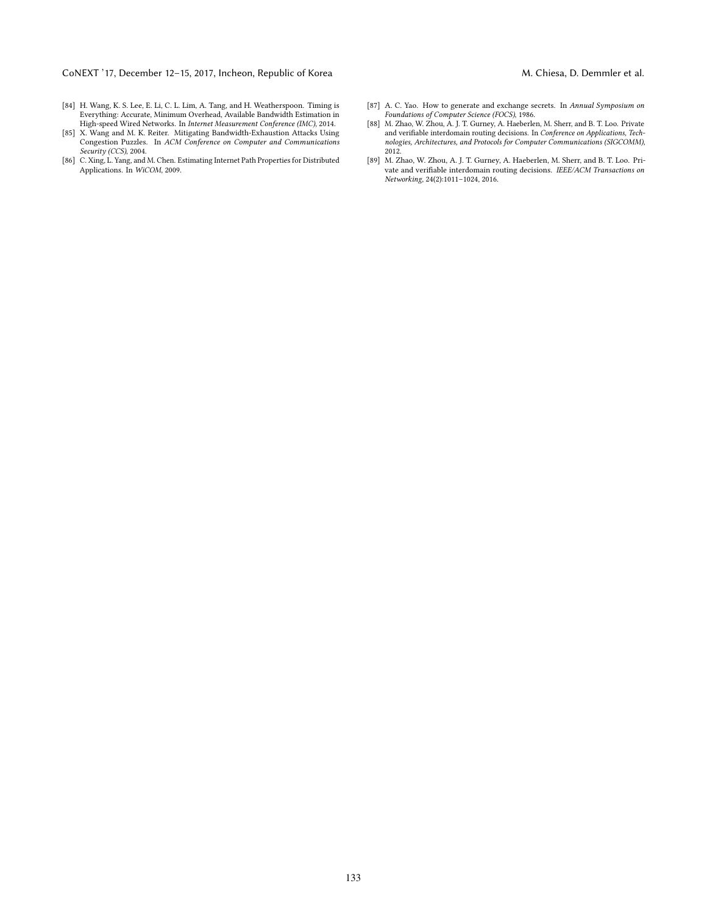- [84] H. Wang, K. S. Lee, E. Li, C. L. Lim, A. Tang, and H. Weatherspoon. Timing is Everything: Accurate, Minimum Overhead, Available Bandwidth Estimation in High-speed Wired Networks. In *Internet Measurement Conference (IMC)*, 2014.
- [85] X. Wang and M. K. Reiter. Mitigating Bandwidth-Exhaustion Attacks Using Congestion Puzzles. In *ACM Conference on Computer and Communications Security (CCS)*, 2004.
- [86] C. Xing, L. Yang, and M. Chen. Estimating Internet Path Properties for Distributed Applications. In *WiCOM*, 2009.
- [87] A. C. Yao. How to generate and exchange secrets. In *Annual Symposium on Foundations of Computer Science (FOCS)*, 1986.
- [88] M. Zhao, W. Zhou, A. J. T. Gurney, A. Haeberlen, M. Sherr, and B. T. Loo. Private and verifiable interdomain routing decisions. In *Conference on Applications, Technologies, Architectures, and Protocols for Computer Communications (SIGCOMM)*, 2012.
- [89] M. Zhao, W. Zhou, A. J. T. Gurney, A. Haeberlen, M. Sherr, and B. T. Loo. Private and verifiable interdomain routing decisions. *IEEE/ACM Transactions on Networking*, 24(2):1011–1024, 2016.